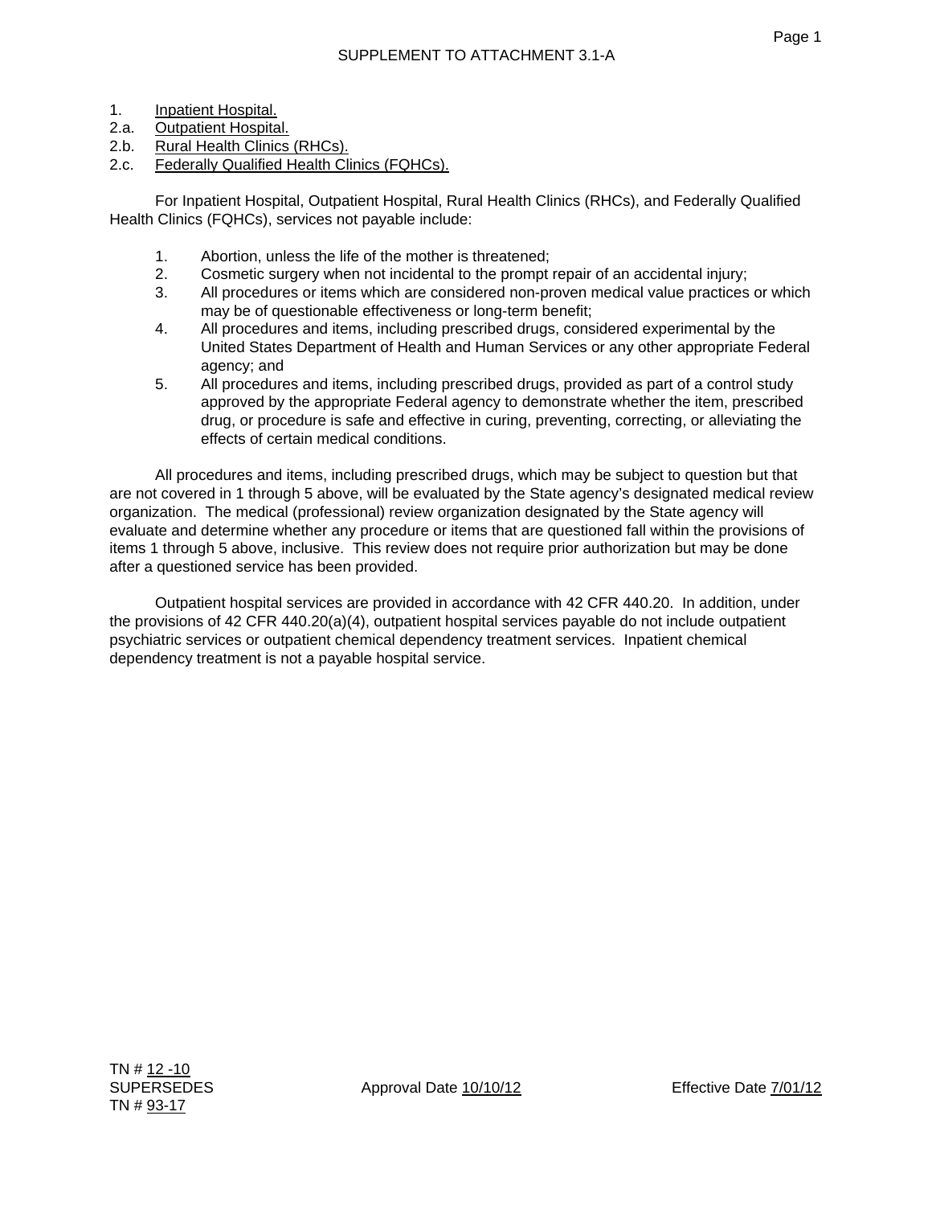SUPPLEMENT TO ATTACHMENT 3.1-A

1. Inpatient Hospital.
2.a. Outpatient Hospital.
2.b. Rural Health Clinics (RHCs).
2.c. Federally Qualified Health Clinics (FQHCs).

For Inpatient Hospital, Outpatient Hospital, Rural Health Clinics (RHCs), and Federally Qualified Health Clinics (FQHCs), services not payable include:

1. Abortion, unless the life of the mother is threatened;
2. Cosmetic surgery when not incidental to the prompt repair of an accidental injury;
3. All procedures or items which are considered non-proven medical value practices or which may be of questionable effectiveness or long-term benefit;
4. All procedures and items, including prescribed drugs, considered experimental by the United States Department of Health and Human Services or any other appropriate Federal agency; and
5. All procedures and items, including prescribed drugs, provided as part of a control study approved by the appropriate Federal agency to demonstrate whether the item, prescribed drug, or procedure is safe and effective in curing, preventing, correcting, or alleviating the effects of certain medical conditions.

All procedures and items, including prescribed drugs, which may be subject to question but that are not covered in 1 through 5 above, will be evaluated by the State agency's designated medical review organization. The medical (professional) review organization designated by the State agency will evaluate and determine whether any procedure or items that are questioned fall within the provisions of items 1 through 5 above, inclusive. This review does not require prior authorization but may be done after a questioned service has been provided.

Outpatient hospital services are provided in accordance with 42 CFR 440.20. In addition, under the provisions of 42 CFR 440.20(a)(4), outpatient hospital services payable do not include outpatient psychiatric services or outpatient chemical dependency treatment services. Inpatient chemical dependency treatment is not a payable hospital service.

TN # 12 -10
SUPERSEDES
TN # 93-17

Approval Date 10/10/12

Effective Date 7/01/12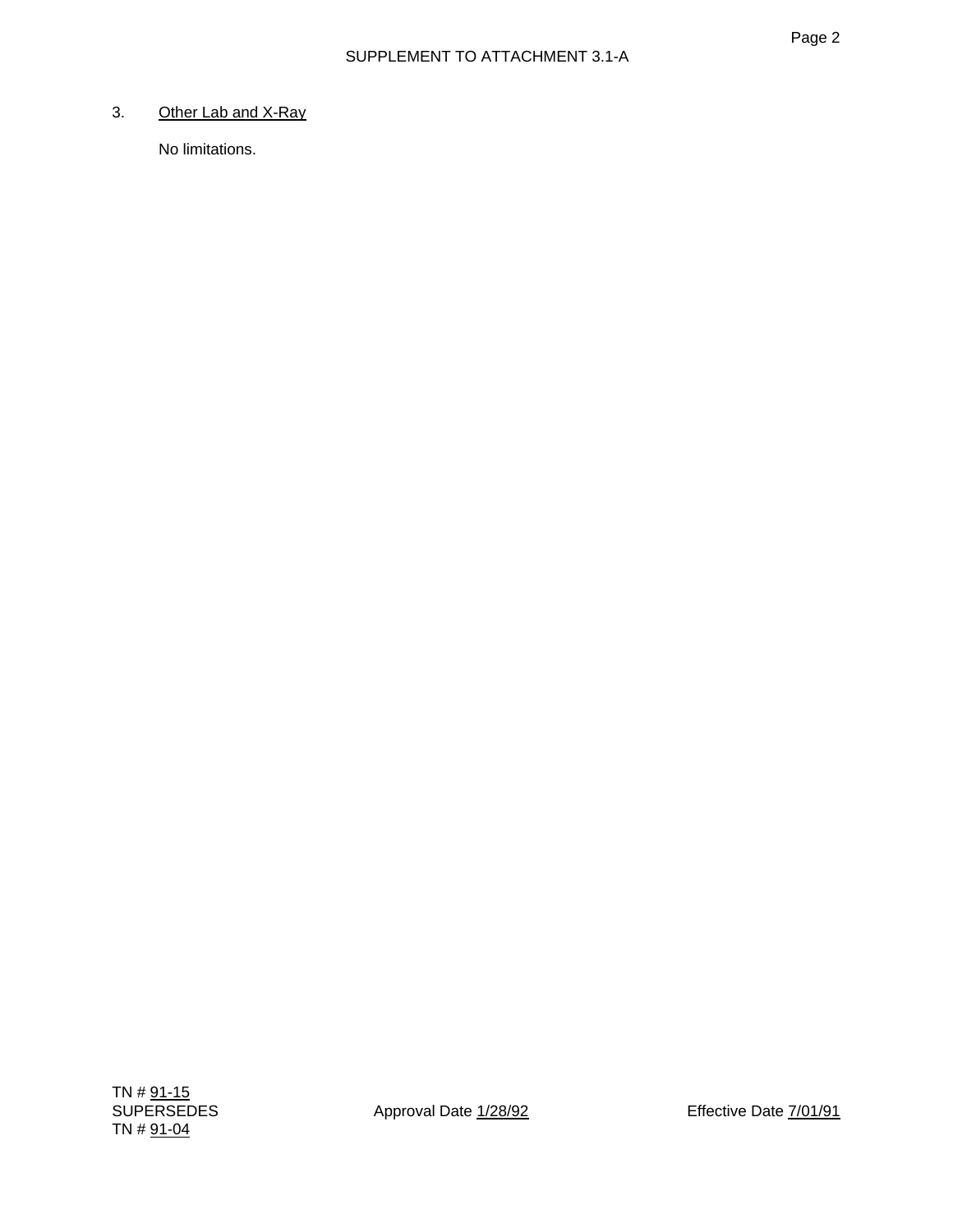3. Other Lab and X-Ray

No limitations.

TN # 91-15
SUPERSEDES
TN # 91-04

Approval Date 1/28/92

Effective Date 7/01/91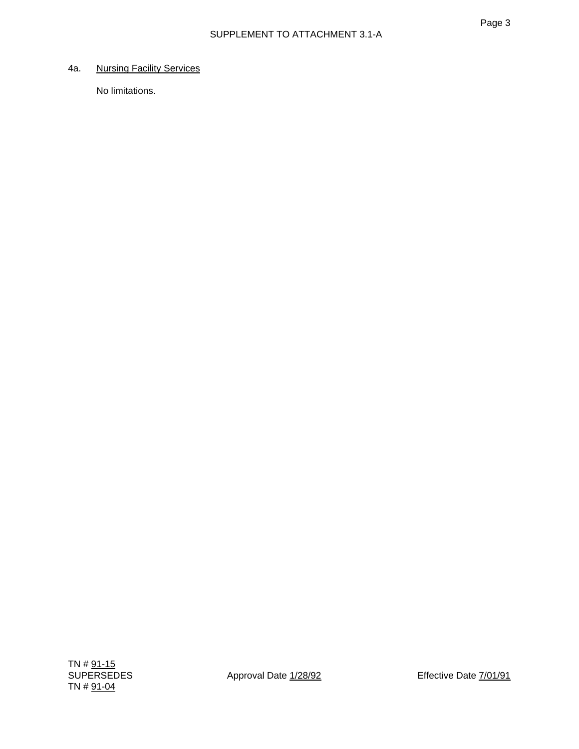SUPPLEMENT TO ATTACHMENT 3.1-A

4a. Nursing Facility Services

No limitations.

TN # 91-15
SUPERSEDES
TN # 91-04

Approval Date 1/28/92

Effective Date 7/01/91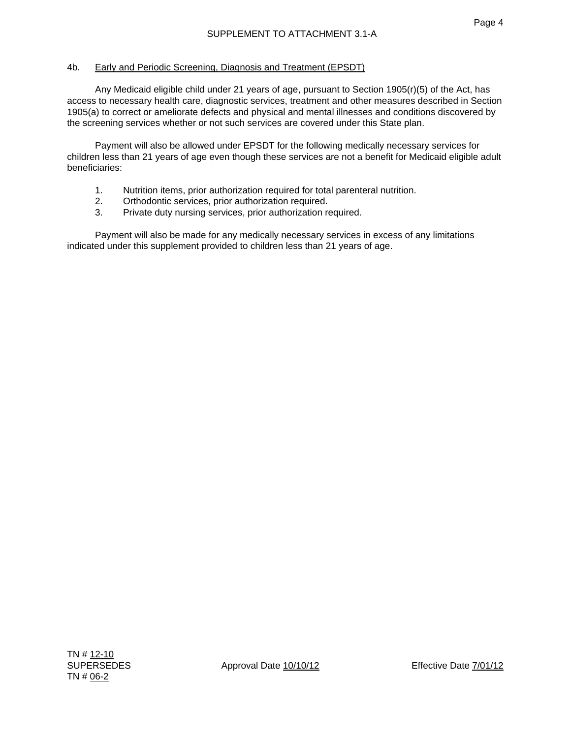SUPPLEMENT TO ATTACHMENT 3.1-A

4b. Early and Periodic Screening, Diagnosis and Treatment (EPSDT)

Any Medicaid eligible child under 21 years of age, pursuant to Section 1905(r)(5) of the Act, has access to necessary health care, diagnostic services, treatment and other measures described in Section 1905(a) to correct or ameliorate defects and physical and mental illnesses and conditions discovered by the screening services whether or not such services are covered under this State plan.

Payment will also be allowed under EPSDT for the following medically necessary services for children less than 21 years of age even though these services are not a benefit for Medicaid eligible adult beneficiaries:

1. Nutrition items, prior authorization required for total parenteral nutrition.
2. Orthodontic services, prior authorization required.
3. Private duty nursing services, prior authorization required.

Payment will also be made for any medically necessary services in excess of any limitations indicated under this supplement provided to children less than 21 years of age.

TN # 12-10
SUPERSEDES
TN # 06-2

Approval Date 10/10/12

Effective Date 7/01/12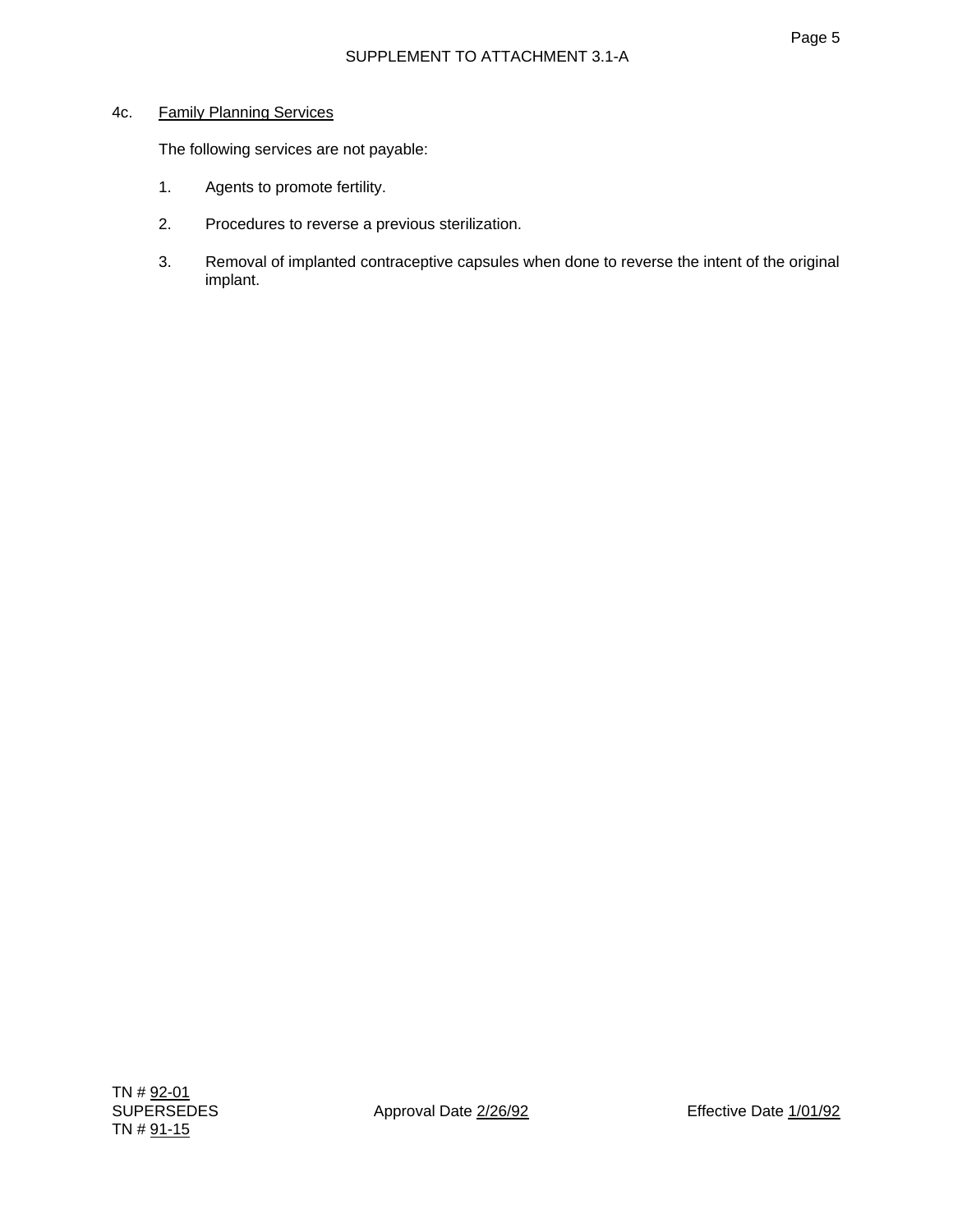4c. Family Planning Services

The following services are not payable:

1. Agents to promote fertility.

2. Procedures to reverse a previous sterilization.

3. Removal of implanted contraceptive capsules when done to reverse the intent of the original implant.

TN # 92-01
SUPERSEDES
TN # 91-15

Approval Date 2/26/92

Effective Date 1/01/92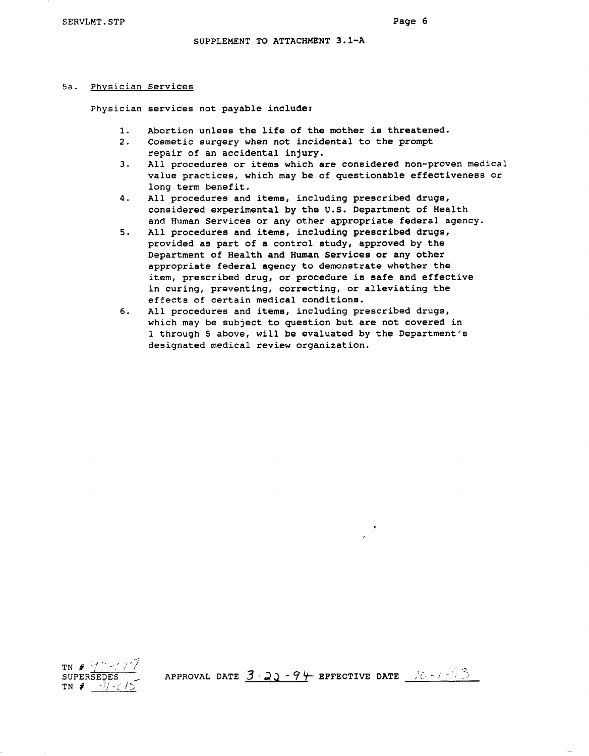SUPPLEMENT TO ATTACHMENT 3.1-A

5a. Physician Services

Physician services not payable include:

1. Abortion unless the life of the mother is threatened.
2. Cosmetic surgery when not incidental to the prompt repair of an accidental injury.
3. All procedures or items which are considered non-proven medical value practices, which may be of questionable effectiveness or long term benefit.
4. All procedures and items, including prescribed drugs, considered experimental by the U.S. Department of Health and Human Services or any other appropriate federal agency.
5. All procedures and items, including prescribed drugs, provided as part of a control study, approved by the Department of Health and Human Services or any other appropriate federal agency to demonstrate whether the item, prescribed drug, or procedure is safe and effective in curing, preventing, correcting, or alleviating the effects of certain medical conditions.
6. All procedures and items, including prescribed drugs, which may be subject to question but are not covered in 1 through 5 above, will be evaluated by the Department's designated medical review organization.

TN # 93-017
SUPERSEDES
TN # 91-015

APPROVAL DATE 3-22-94 EFFECTIVE DATE 10-1-93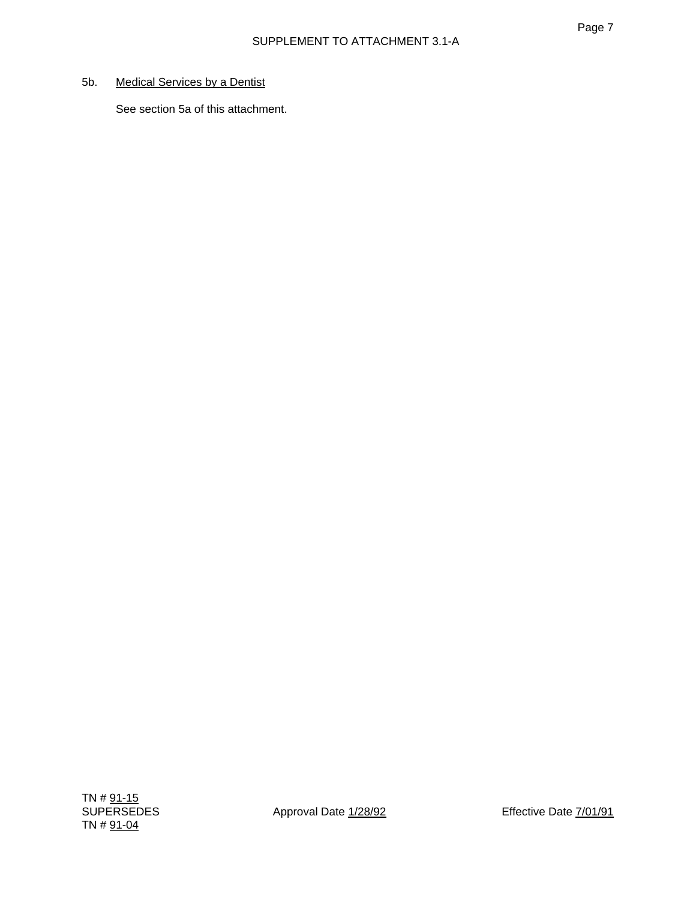5b. Medical Services by a Dentist

See section 5a of this attachment.

TN # 91-15
SUPERSEDES
TN # 91-04

Approval Date 1/28/92

Effective Date 7/01/91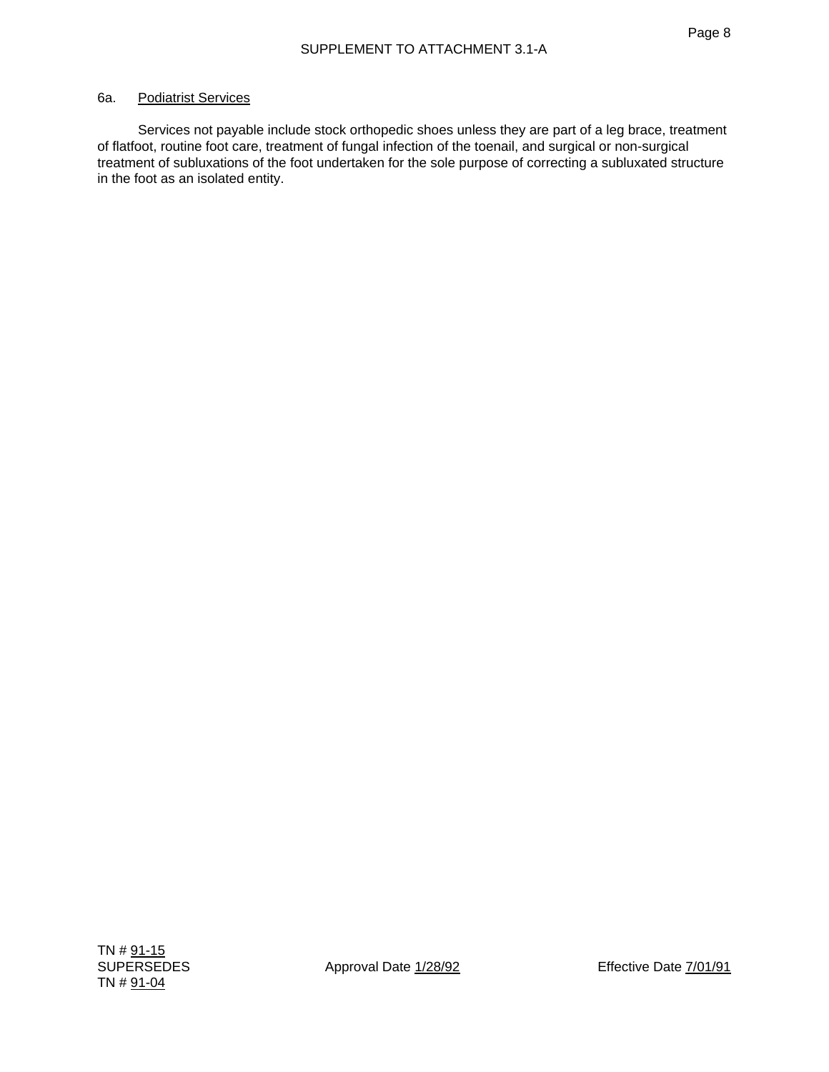SUPPLEMENT TO ATTACHMENT 3.1-A

6a. Podiatrist Services

Services not payable include stock orthopedic shoes unless they are part of a leg brace, treatment of flatfoot, routine foot care, treatment of fungal infection of the toenail, and surgical or non-surgical treatment of subluxations of the foot undertaken for the sole purpose of correcting a subluxated structure in the foot as an isolated entity.

TN # 91-15
SUPERSEDES
TN # 91-04

Approval Date 1/28/92

Effective Date 7/01/91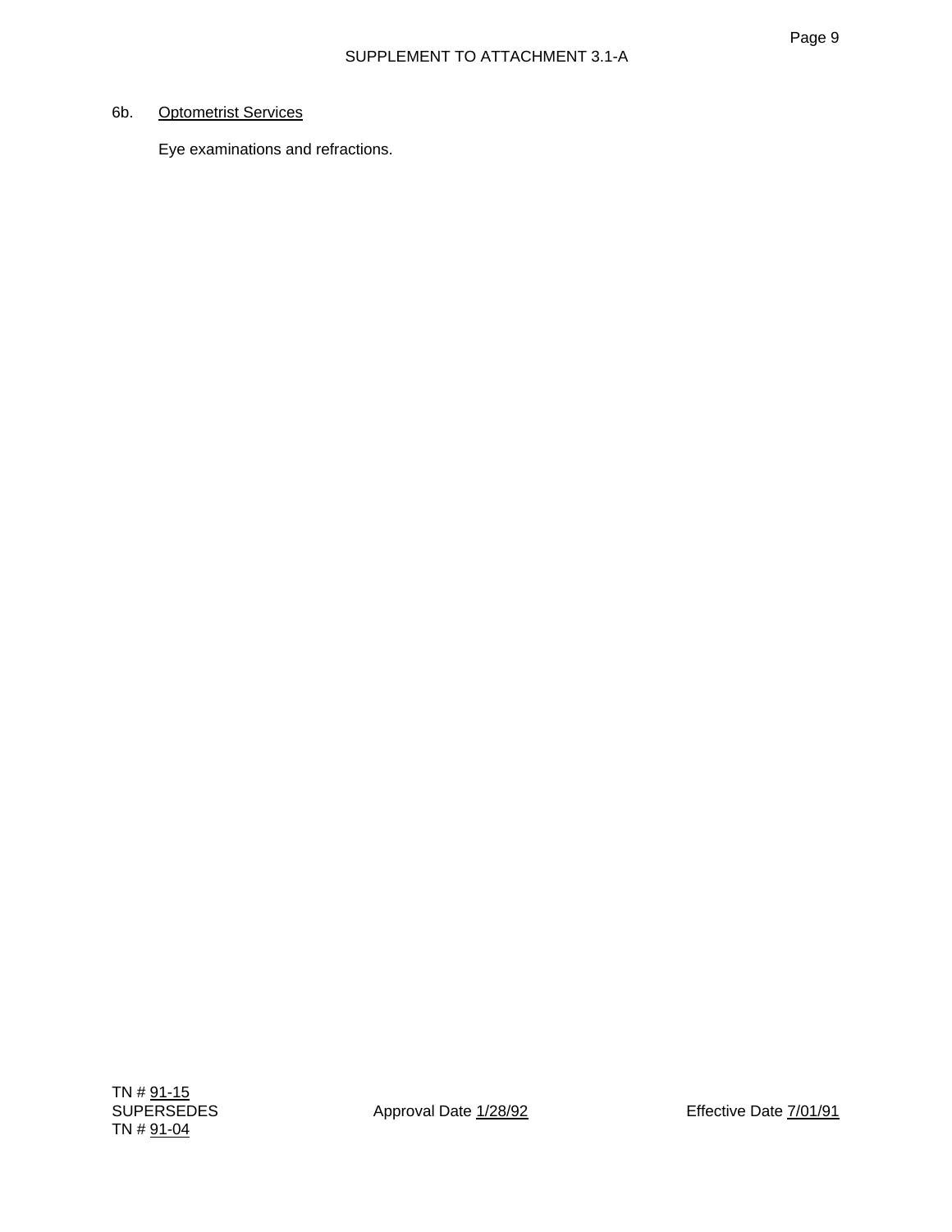6b. Optometrist Services

Eye examinations and refractions.

TN # 91-15
SUPERSEDES
TN # 91-04

Approval Date 1/28/92

Effective Date 7/01/91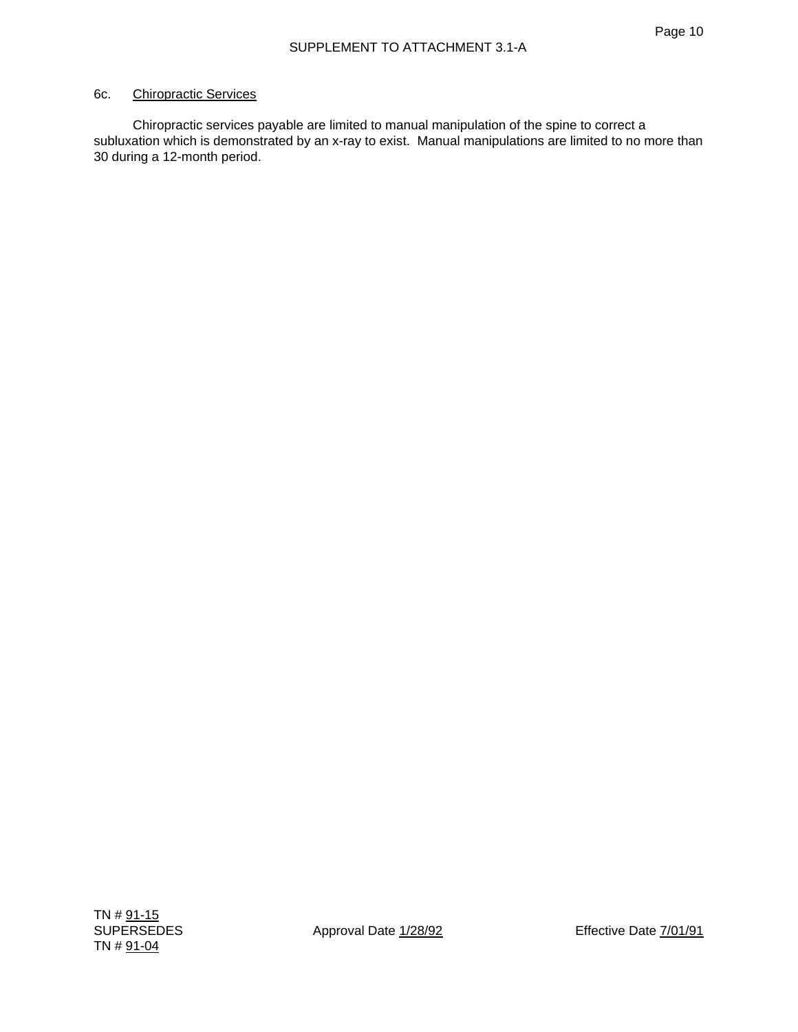SUPPLEMENT TO ATTACHMENT 3.1-A

6c. Chiropractic Services

Chiropractic services payable are limited to manual manipulation of the spine to correct a subluxation which is demonstrated by an x-ray to exist. Manual manipulations are limited to no more than 30 during a 12-month period.

TN # 91-15
SUPERSEDES
TN # 91-04

Approval Date 1/28/92

Effective Date 7/01/91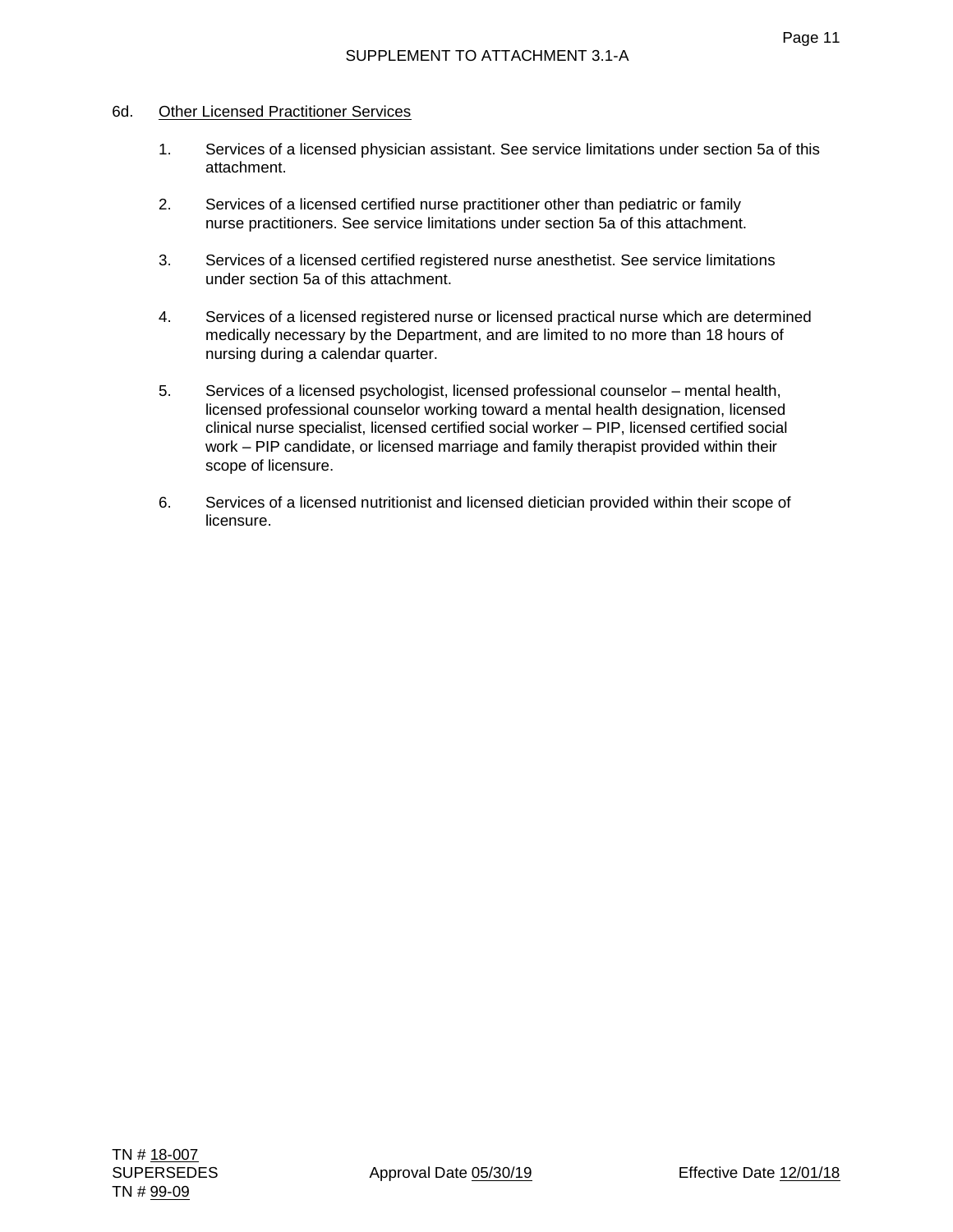SUPPLEMENT TO ATTACHMENT 3.1-A

6d. Other Licensed Practitioner Services

1. Services of a licensed physician assistant. See service limitations under section 5a of this attachment.

2. Services of a licensed certified nurse practitioner other than pediatric or family nurse practitioners. See service limitations under section 5a of this attachment.

3. Services of a licensed certified registered nurse anesthetist. See service limitations under section 5a of this attachment.

4. Services of a licensed registered nurse or licensed practical nurse which are determined medically necessary by the Department, and are limited to no more than 18 hours of nursing during a calendar quarter.

5. Services of a licensed psychologist, licensed professional counselor – mental health, licensed professional counselor working toward a mental health designation, licensed clinical nurse specialist, licensed certified social worker – PIP, licensed certified social work – PIP candidate, or licensed marriage and family therapist provided within their scope of licensure.

6. Services of a licensed nutritionist and licensed dietician provided within their scope of licensure.

TN # 18-007
SUPERSEDES
TN # 99-09

Approval Date 05/30/19

Effective Date 12/01/18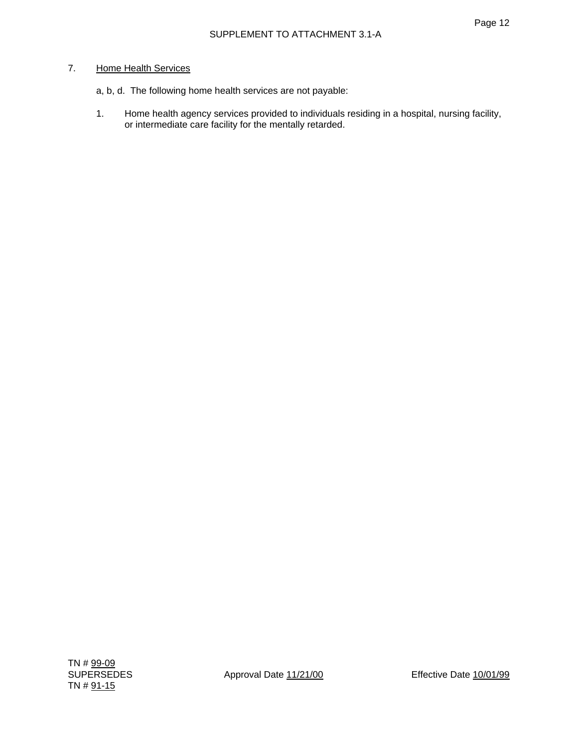SUPPLEMENT TO ATTACHMENT 3.1-A

7. Home Health Services

a, b, d. The following home health services are not payable:

1. Home health agency services provided to individuals residing in a hospital, nursing facility, or intermediate care facility for the mentally retarded.

TN # 99-09
SUPERSEDES
TN # 91-15

Approval Date 11/21/00

Effective Date 10/01/99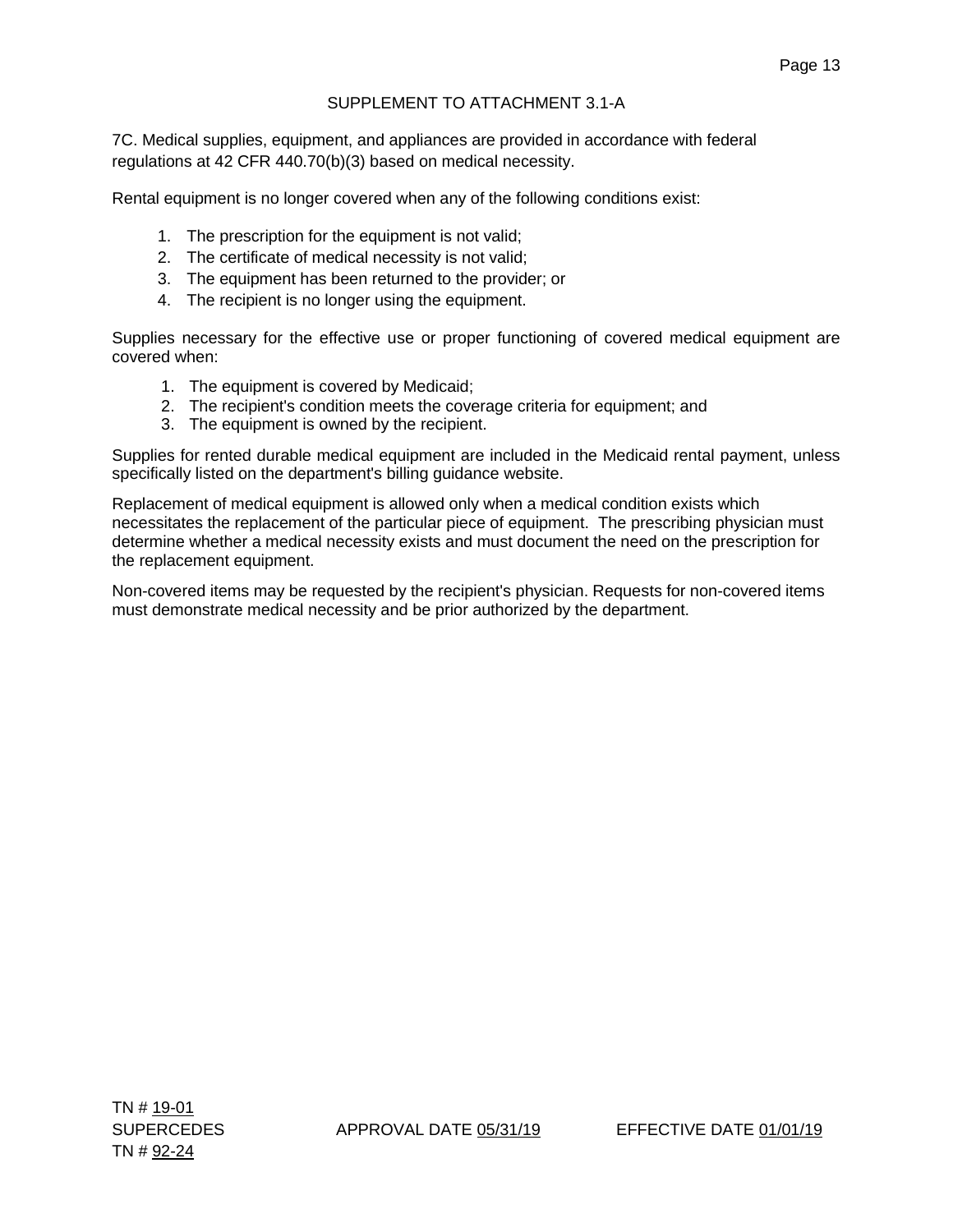SUPPLEMENT TO ATTACHMENT 3.1-A

7C. Medical supplies, equipment, and appliances are provided in accordance with federal regulations at 42 CFR 440.70(b)(3) based on medical necessity.

Rental equipment is no longer covered when any of the following conditions exist:

1. The prescription for the equipment is not valid;
2. The certificate of medical necessity is not valid;
3. The equipment has been returned to the provider; or
4. The recipient is no longer using the equipment.

Supplies necessary for the effective use or proper functioning of covered medical equipment are covered when:

1. The equipment is covered by Medicaid;
2. The recipient's condition meets the coverage criteria for equipment; and
3. The equipment is owned by the recipient.

Supplies for rented durable medical equipment are included in the Medicaid rental payment, unless specifically listed on the department's billing guidance website.

Replacement of medical equipment is allowed only when a medical condition exists which necessitates the replacement of the particular piece of equipment. The prescribing physician must determine whether a medical necessity exists and must document the need on the prescription for the replacement equipment.

Non-covered items may be requested by the recipient's physician. Requests for non-covered items must demonstrate medical necessity and be prior authorized by the department.

TN # 19-01
SUPERCEDES APPROVAL DATE 05/31/19 EFFECTIVE DATE 01/01/19
TN # 92-24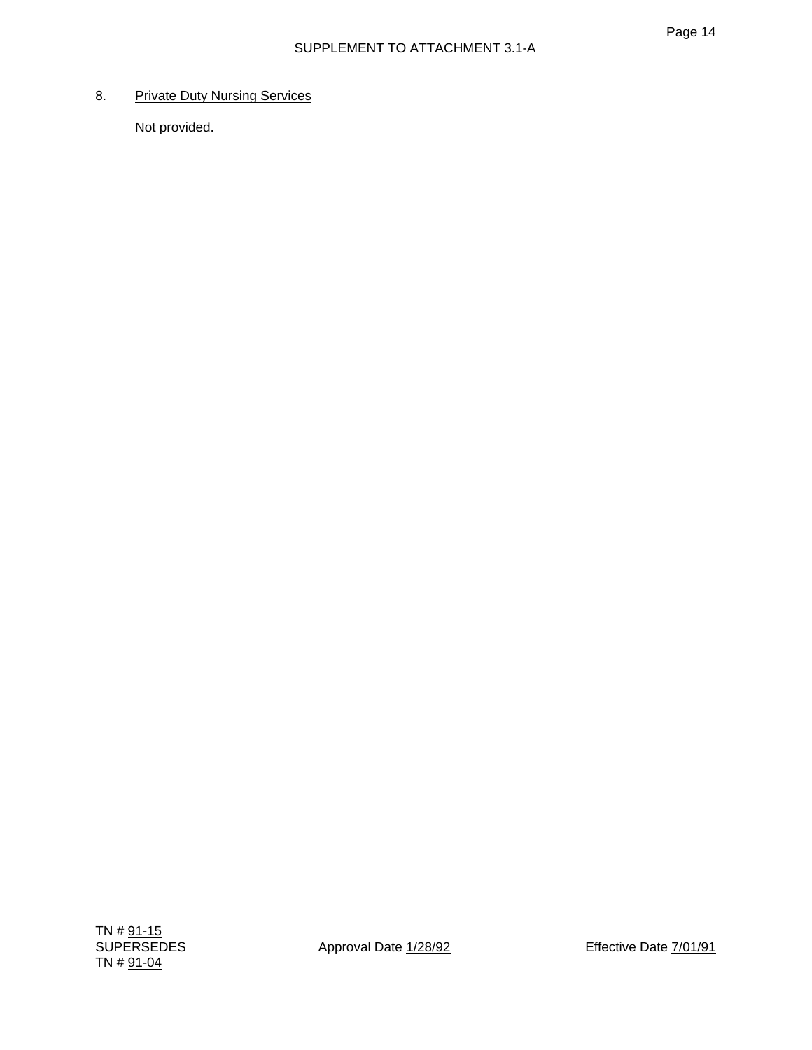SUPPLEMENT TO ATTACHMENT 3.1-A

8. Private Duty Nursing Services

Not provided.

TN # 91-15
SUPERSEDES
TN # 91-04

Approval Date 1/28/92

Effective Date 7/01/91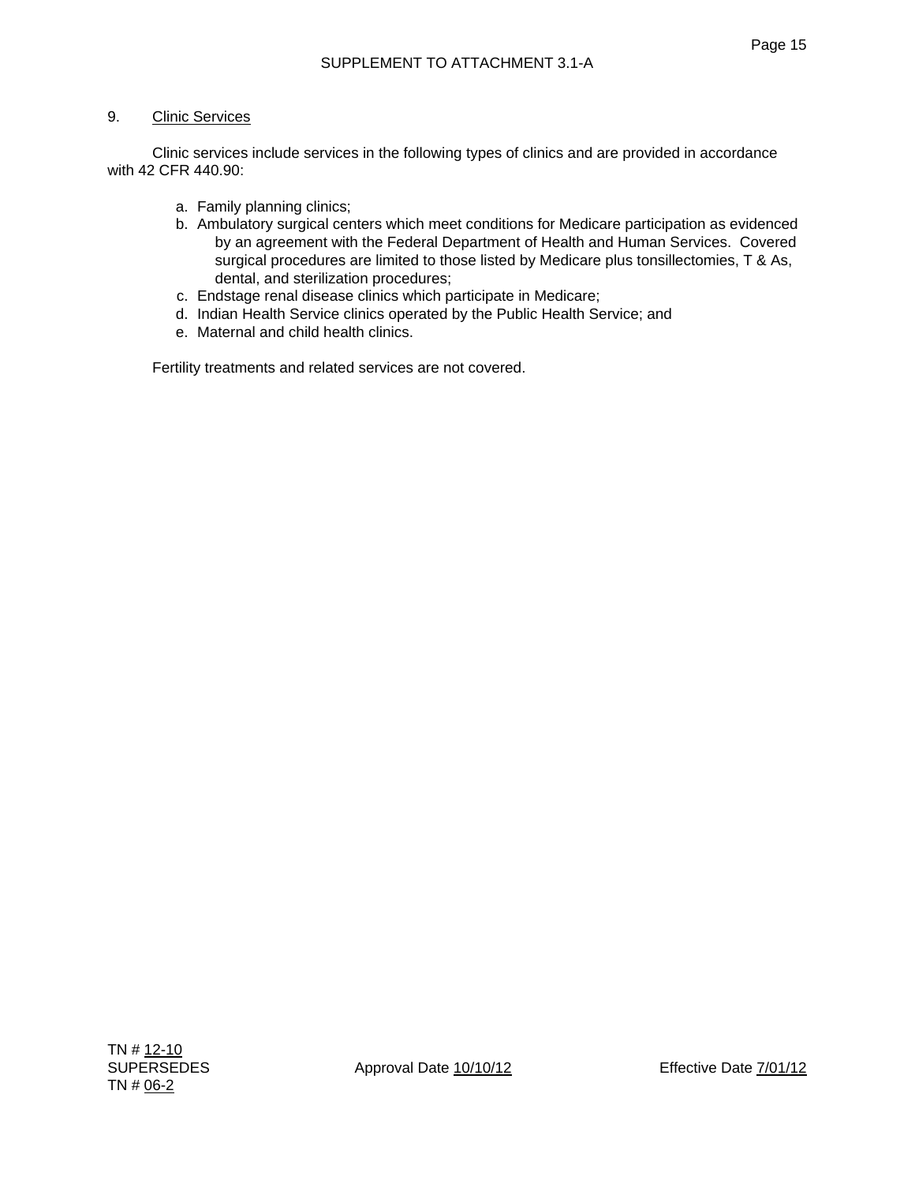SUPPLEMENT TO ATTACHMENT 3.1-A

9. Clinic Services

Clinic services include services in the following types of clinics and are provided in accordance with 42 CFR 440.90:

a. Family planning clinics;
b. Ambulatory surgical centers which meet conditions for Medicare participation as evidenced by an agreement with the Federal Department of Health and Human Services. Covered surgical procedures are limited to those listed by Medicare plus tonsillectomies, T & As, dental, and sterilization procedures;
c. Endstage renal disease clinics which participate in Medicare;
d. Indian Health Service clinics operated by the Public Health Service; and
e. Maternal and child health clinics.

Fertility treatments and related services are not covered.

TN # 12-10
SUPERSEDES
TN # 06-2

Approval Date 10/10/12

Effective Date 7/01/12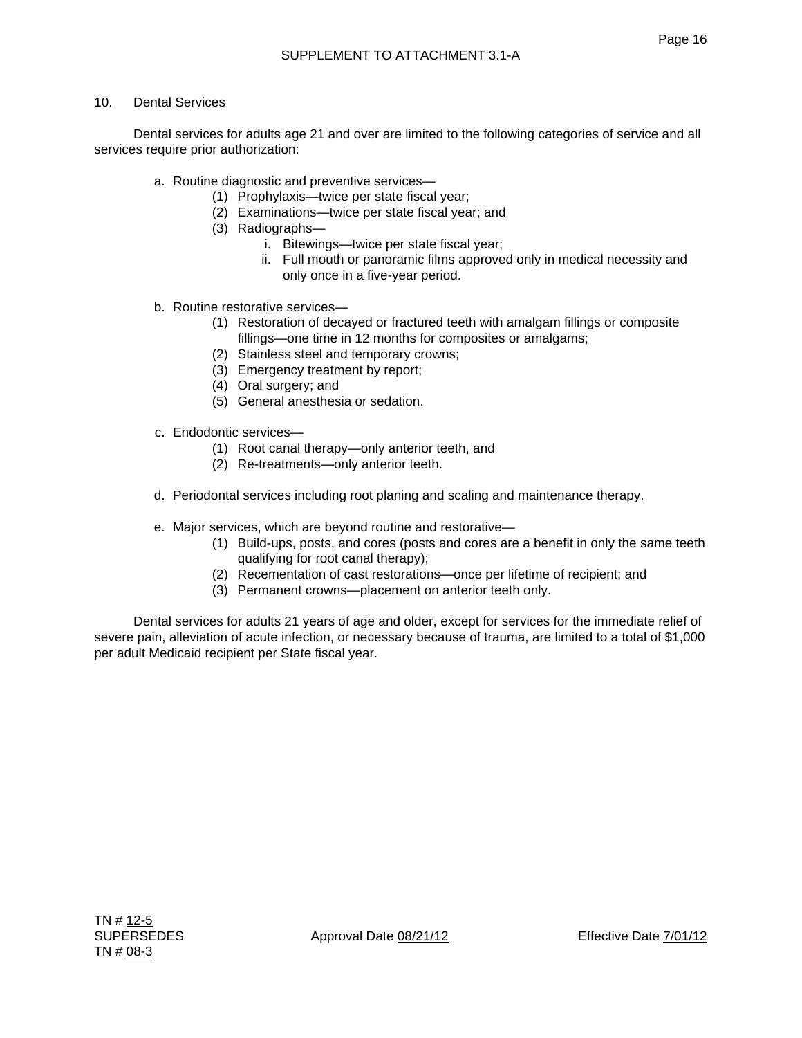SUPPLEMENT TO ATTACHMENT 3.1-A

10. Dental Services

Dental services for adults age 21 and over are limited to the following categories of service and all services require prior authorization:

a. Routine diagnostic and preventive services—
   (1) Prophylaxis—twice per state fiscal year;
   (2) Examinations—twice per state fiscal year; and
   (3) Radiographs—
      i. Bitewings—twice per state fiscal year;
      ii. Full mouth or panoramic films approved only in medical necessity and only once in a five-year period.

b. Routine restorative services—
   (1) Restoration of decayed or fractured teeth with amalgam fillings or composite fillings—one time in 12 months for composites or amalgams;
   (2) Stainless steel and temporary crowns;
   (3) Emergency treatment by report;
   (4) Oral surgery; and
   (5) General anesthesia or sedation.

c. Endodontic services—
   (1) Root canal therapy—only anterior teeth, and
   (2) Re-treatments—only anterior teeth.

d. Periodontal services including root planing and scaling and maintenance therapy.

e. Major services, which are beyond routine and restorative—
   (1) Build-ups, posts, and cores (posts and cores are a benefit in only the same teeth qualifying for root canal therapy);
   (2) Recementation of cast restorations—once per lifetime of recipient; and
   (3) Permanent crowns—placement on anterior teeth only.

Dental services for adults 21 years of age and older, except for services for the immediate relief of severe pain, alleviation of acute infection, or necessary because of trauma, are limited to a total of $1,000 per adult Medicaid recipient per State fiscal year.

TN # 12-5
SUPERSEDES
TN # 08-3

Approval Date 08/21/12

Effective Date 7/01/12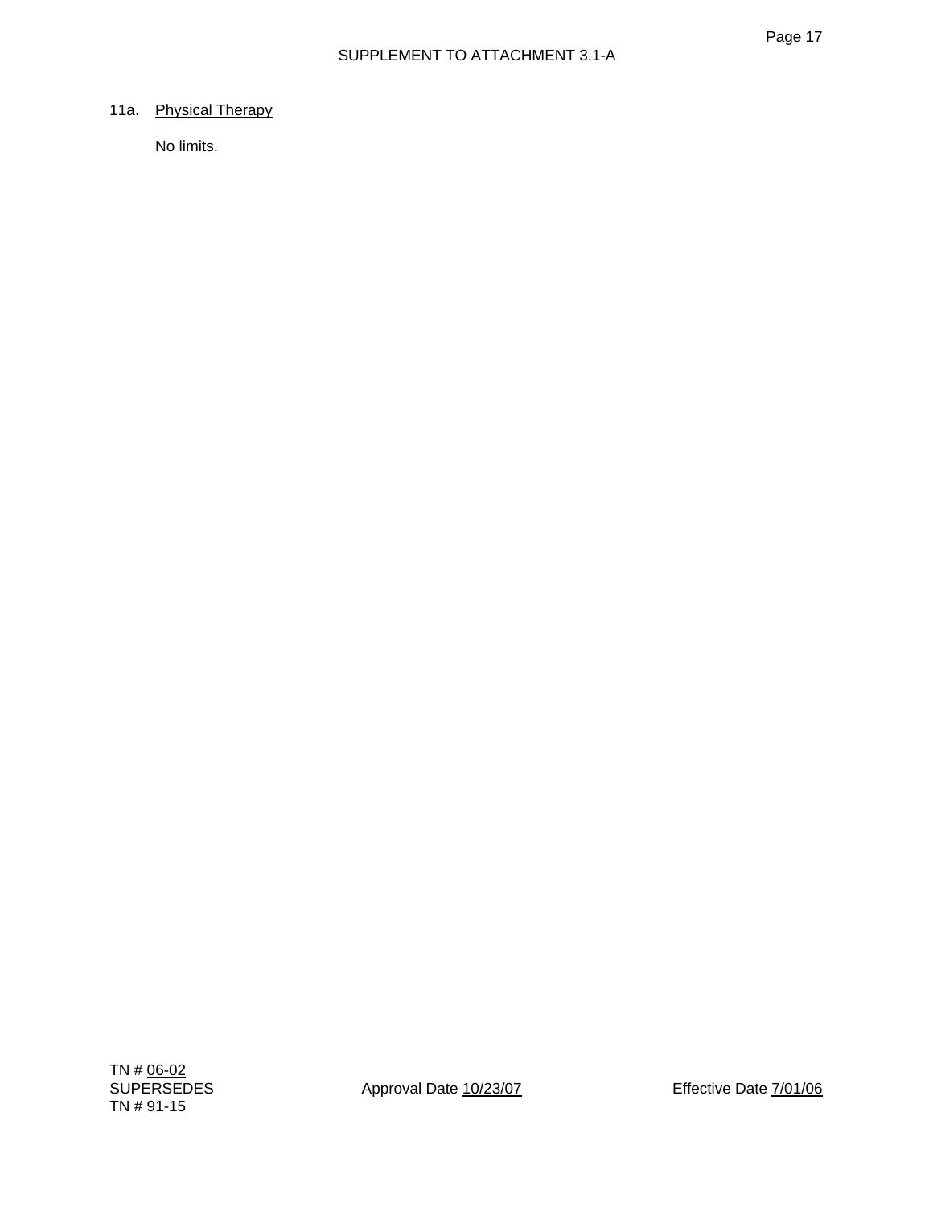11a. Physical Therapy

No limits.

TN # 06-02
SUPERSEDES
TN # 91-15

Approval Date 10/23/07

Effective Date 7/01/06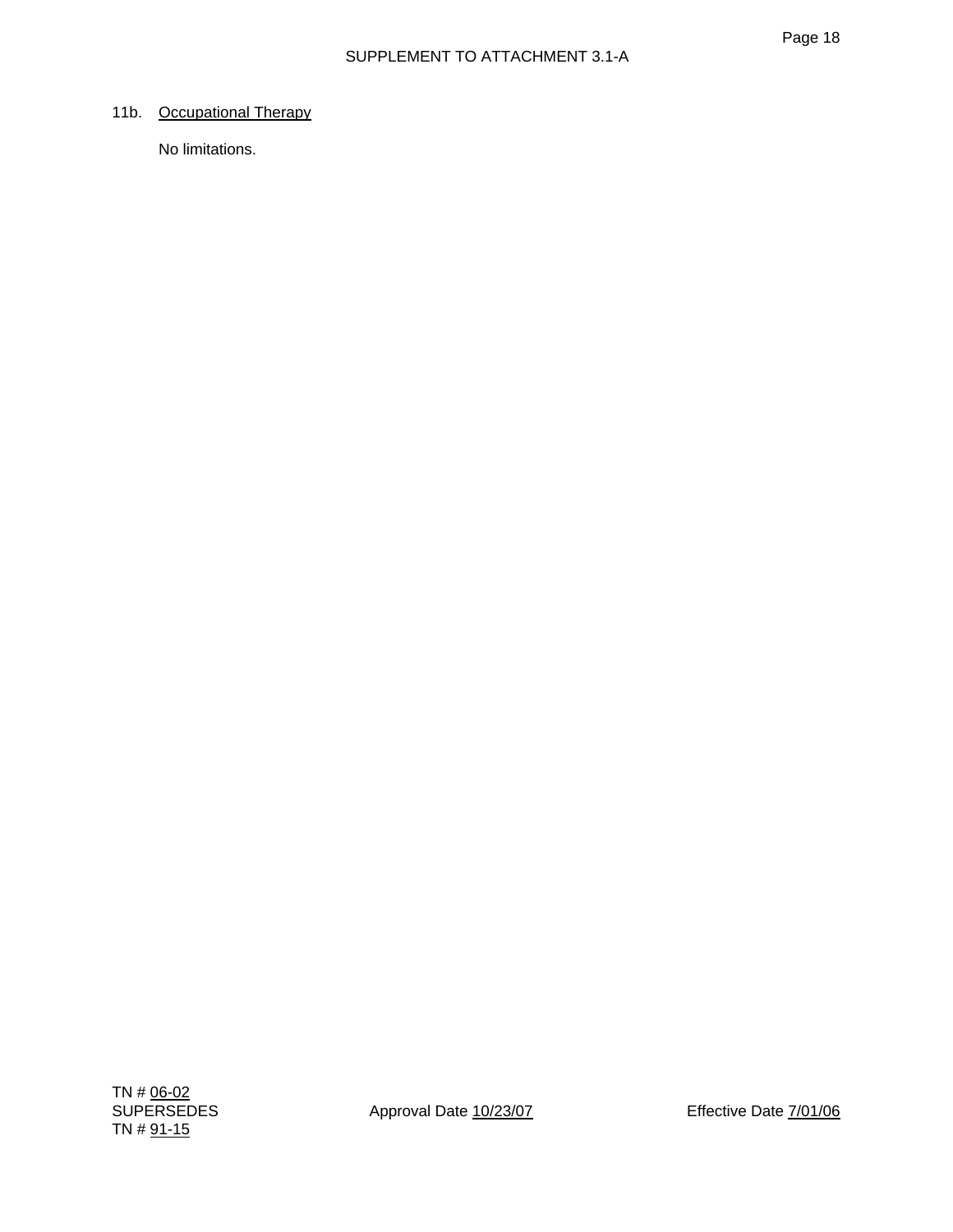11b. Occupational Therapy

No limitations.

TN # 06-02
SUPERSEDES
TN # 91-15

Approval Date 10/23/07

Effective Date 7/01/06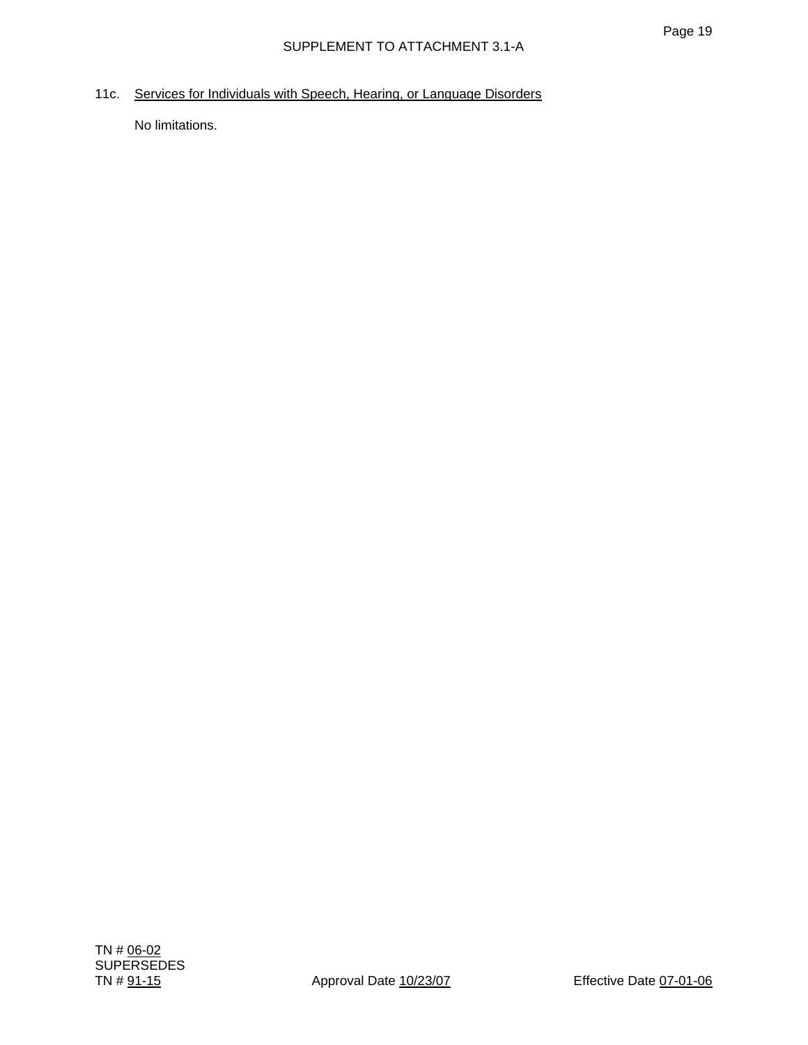SUPPLEMENT TO ATTACHMENT 3.1-A

11c. Services for Individuals with Speech, Hearing, or Language Disorders

No limitations.

TN # 06-02
SUPERSEDES
TN # 91-15 Approval Date 10/23/07 Effective Date 07-01-06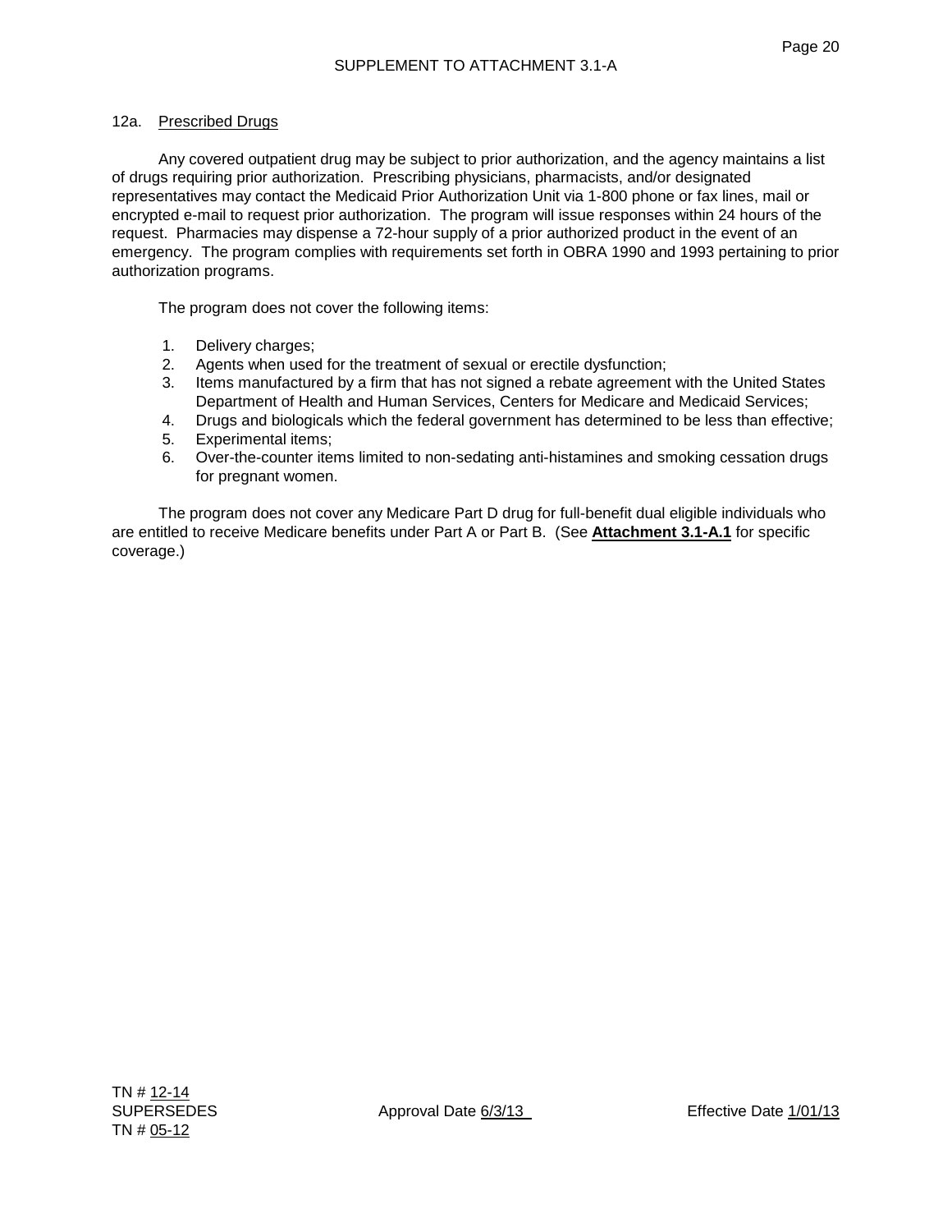SUPPLEMENT TO ATTACHMENT 3.1-A

12a. Prescribed Drugs

Any covered outpatient drug may be subject to prior authorization, and the agency maintains a list of drugs requiring prior authorization. Prescribing physicians, pharmacists, and/or designated representatives may contact the Medicaid Prior Authorization Unit via 1-800 phone or fax lines, mail or encrypted e-mail to request prior authorization. The program will issue responses within 24 hours of the request. Pharmacies may dispense a 72-hour supply of a prior authorized product in the event of an emergency. The program complies with requirements set forth in OBRA 1990 and 1993 pertaining to prior authorization programs.

The program does not cover the following items:

1. Delivery charges;
2. Agents when used for the treatment of sexual or erectile dysfunction;
3. Items manufactured by a firm that has not signed a rebate agreement with the United States Department of Health and Human Services, Centers for Medicare and Medicaid Services;
4. Drugs and biologicals which the federal government has determined to be less than effective;
5. Experimental items;
6. Over-the-counter items limited to non-sedating anti-histamines and smoking cessation drugs for pregnant women.

The program does not cover any Medicare Part D drug for full-benefit dual eligible individuals who are entitled to receive Medicare benefits under Part A or Part B. (See **Attachment 3.1-A.1** for specific coverage.)

TN # 12-14
SUPERSEDES
TN # 05-12

Approval Date 6/3/13

Effective Date 1/01/13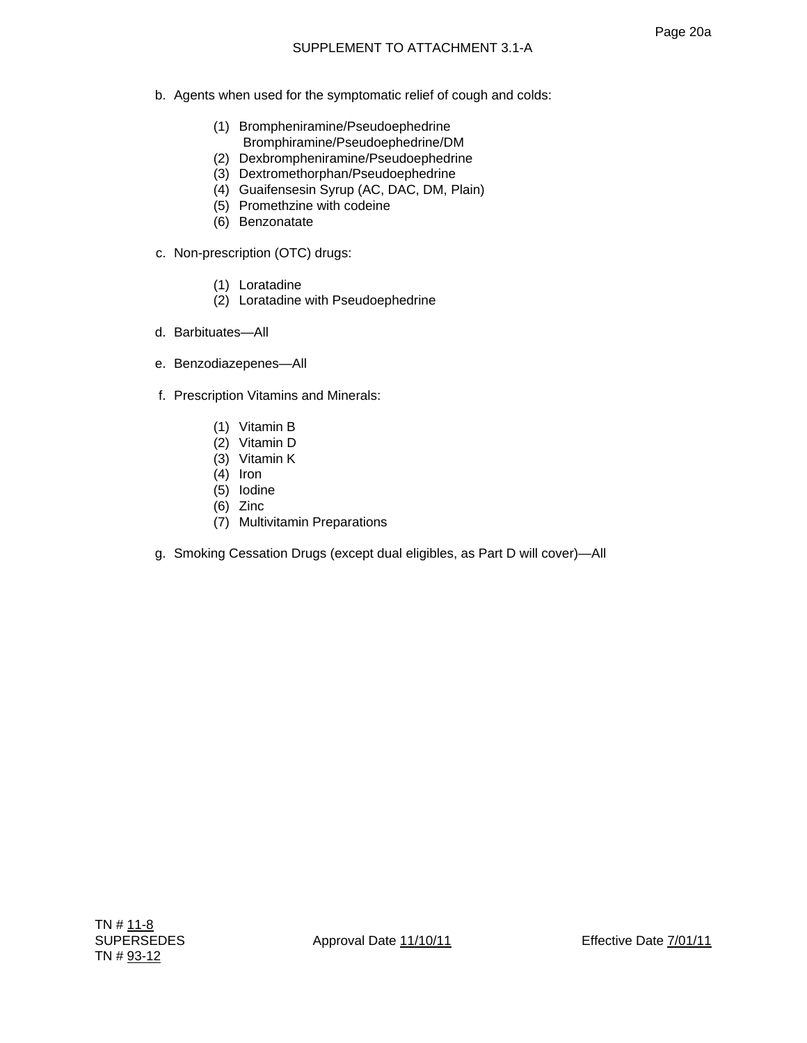b. Agents when used for the symptomatic relief of cough and colds:

    (1) Brompheniramine/Pseudoephedrine
        Bromphiramine/Pseudoephedrine/DM
    (2) Dexbrompheniramine/Pseudoephedrine
    (3) Dextromethorphan/Pseudoephedrine
    (4) Guaifensesin Syrup (AC, DAC, DM, Plain)
    (5) Promethzine with codeine
    (6) Benzonatate

c. Non-prescription (OTC) drugs:

    (1) Loratadine
    (2) Loratadine with Pseudoephedrine

d. Barbituates—All

e. Benzodiazepenes—All

f. Prescription Vitamins and Minerals:

    (1) Vitamin B
    (2) Vitamin D
    (3) Vitamin K
    (4) Iron
    (5) Iodine
    (6) Zinc
    (7) Multivitamin Preparations

g. Smoking Cessation Drugs (except dual eligibles, as Part D will cover)—All

TN # 11-8
SUPERSEDES
TN # 93-12

Approval Date 11/10/11

Effective Date 7/01/11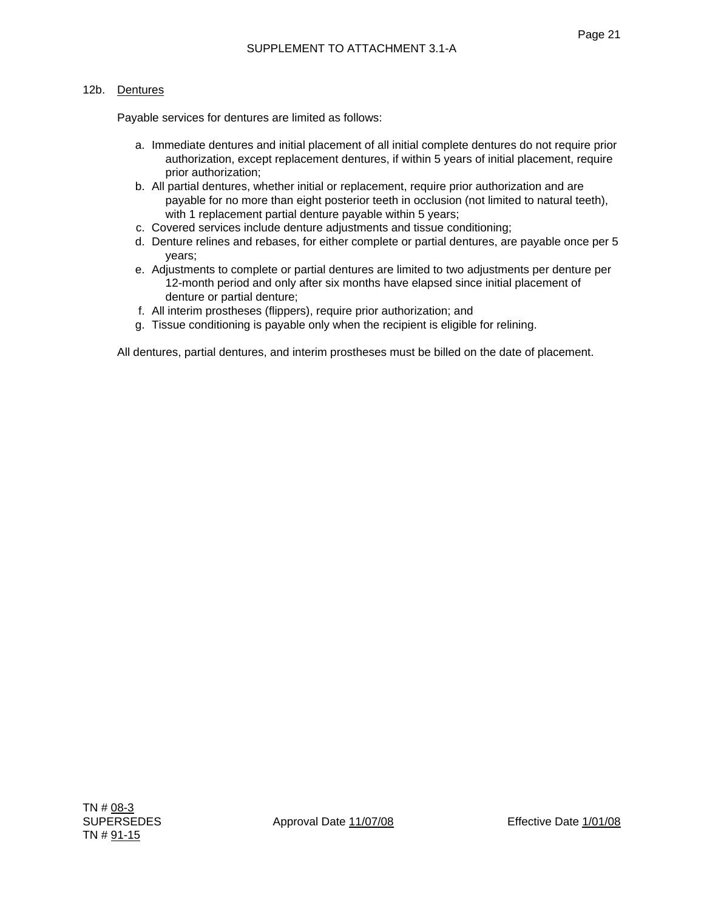SUPPLEMENT TO ATTACHMENT 3.1-A

12b. Dentures

Payable services for dentures are limited as follows:

a. Immediate dentures and initial placement of all initial complete dentures do not require prior authorization, except replacement dentures, if within 5 years of initial placement, require prior authorization;
b. All partial dentures, whether initial or replacement, require prior authorization and are payable for no more than eight posterior teeth in occlusion (not limited to natural teeth), with 1 replacement partial denture payable within 5 years;
c. Covered services include denture adjustments and tissue conditioning;
d. Denture relines and rebases, for either complete or partial dentures, are payable once per 5 years;
e. Adjustments to complete or partial dentures are limited to two adjustments per denture per 12-month period and only after six months have elapsed since initial placement of denture or partial denture;
f. All interim prostheses (flippers), require prior authorization; and
g. Tissue conditioning is payable only when the recipient is eligible for relining.

All dentures, partial dentures, and interim prostheses must be billed on the date of placement.

TN # 08-3
SUPERSEDES
TN # 91-15

Approval Date 11/07/08

Effective Date 1/01/08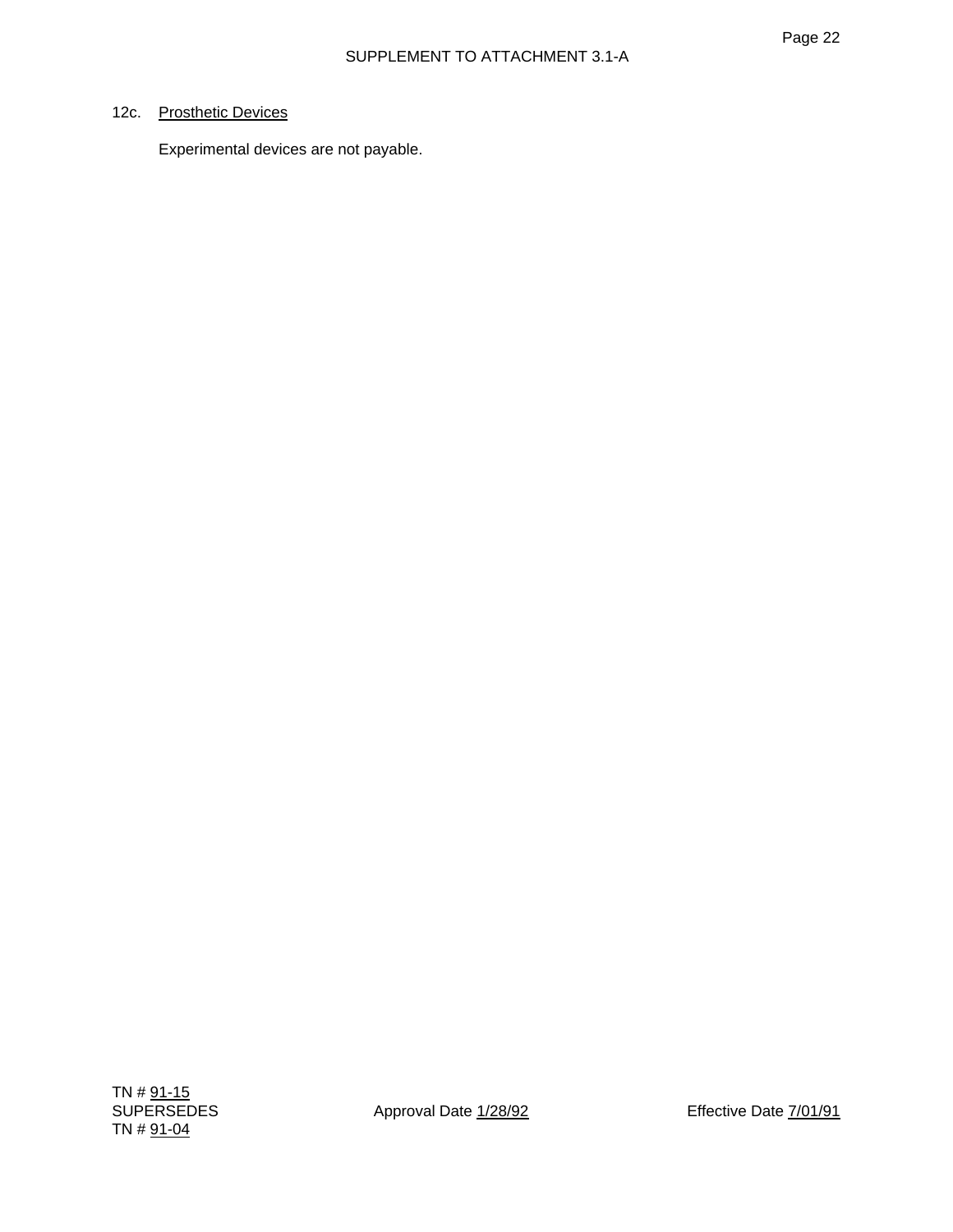12c. Prosthetic Devices

Experimental devices are not payable.

TN # 91-15
SUPERSEDES
TN # 91-04

Approval Date 1/28/92

Effective Date 7/01/91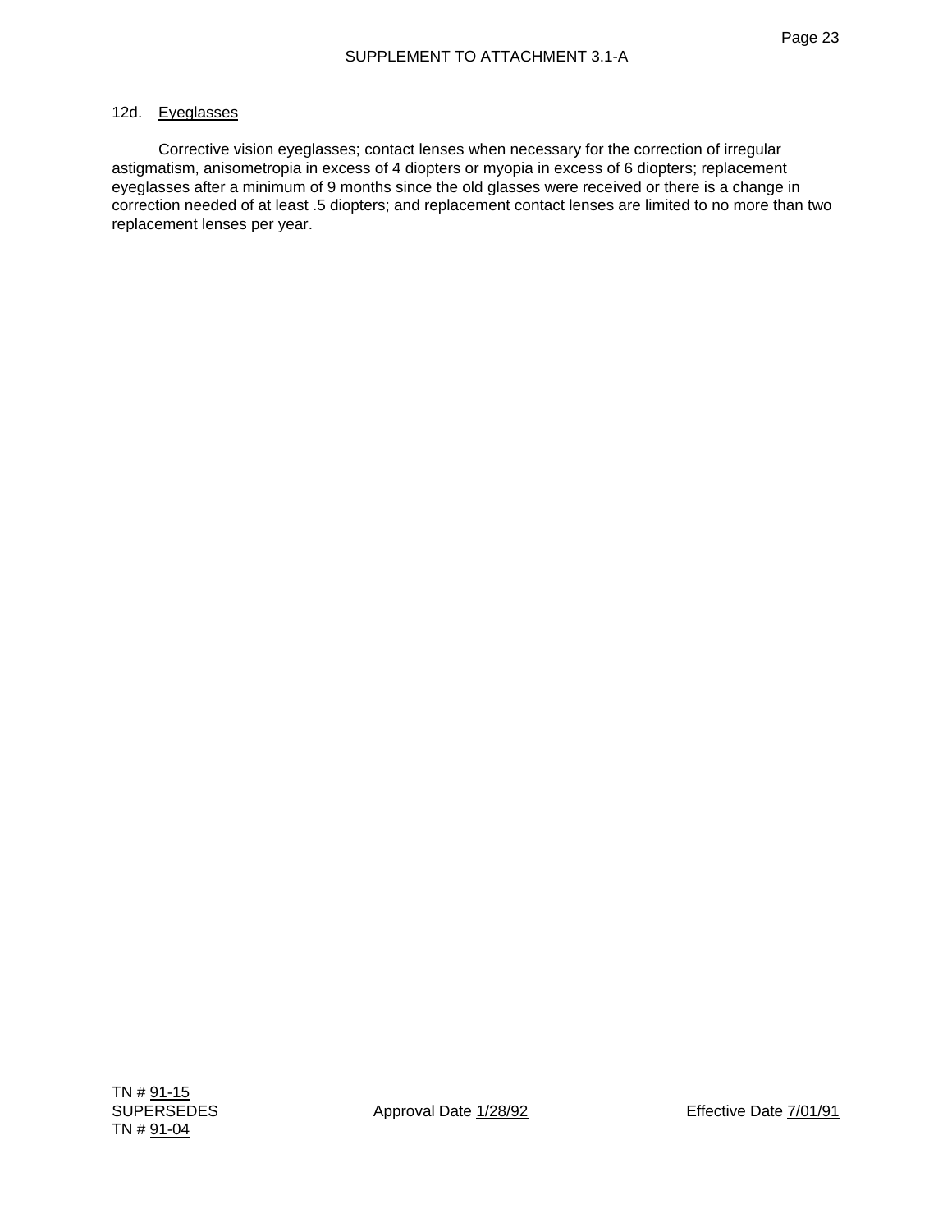12d. Eyeglasses

Corrective vision eyeglasses; contact lenses when necessary for the correction of irregular astigmatism, anisometropia in excess of 4 diopters or myopia in excess of 6 diopters; replacement eyeglasses after a minimum of 9 months since the old glasses were received or there is a change in correction needed of at least .5 diopters; and replacement contact lenses are limited to no more than two replacement lenses per year.

TN # 91-15
SUPERSEDES
TN # 91-04

Approval Date 1/28/92

Effective Date 7/01/91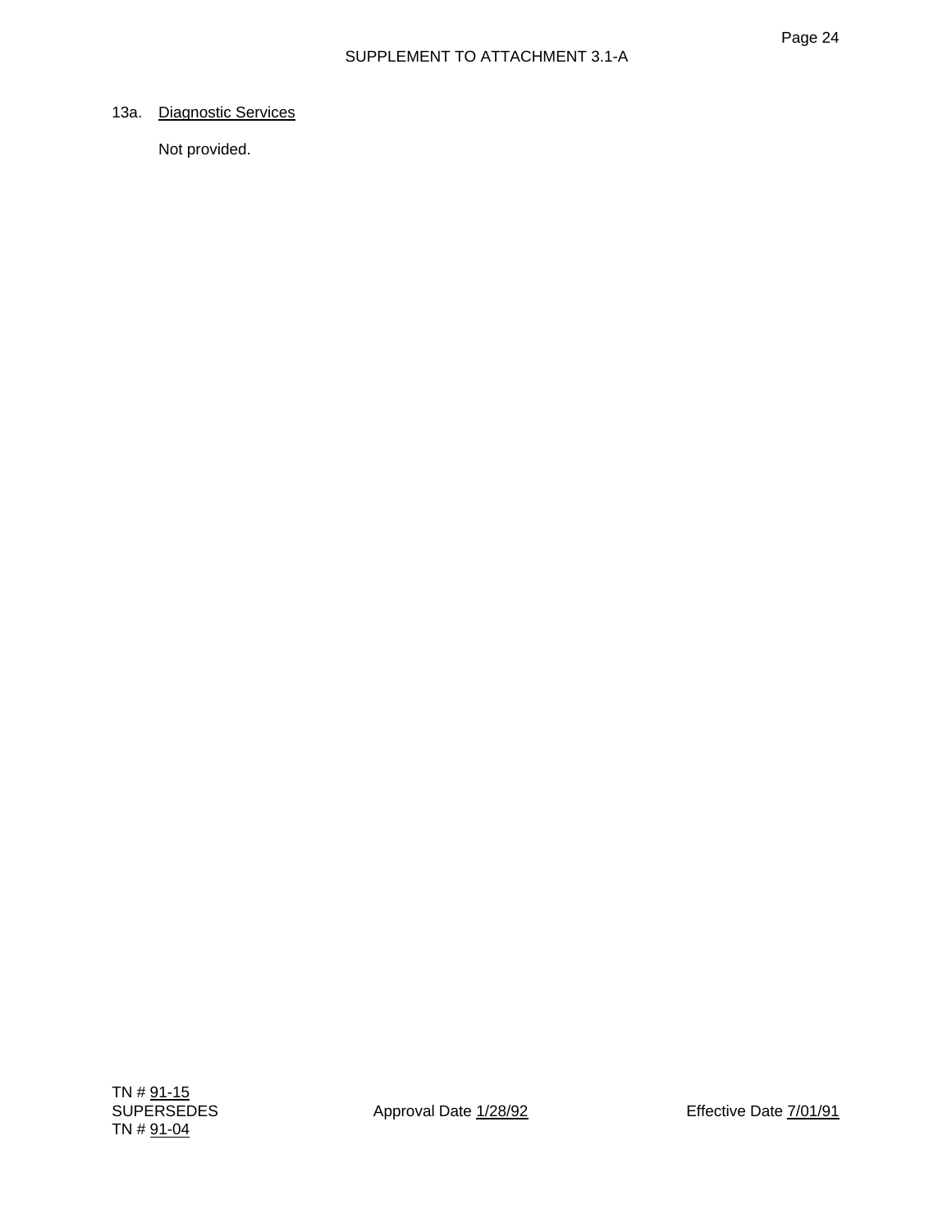13a. Diagnostic Services

Not provided.

TN # 91-15
SUPERSEDES
TN # 91-04

Approval Date 1/28/92

Effective Date 7/01/91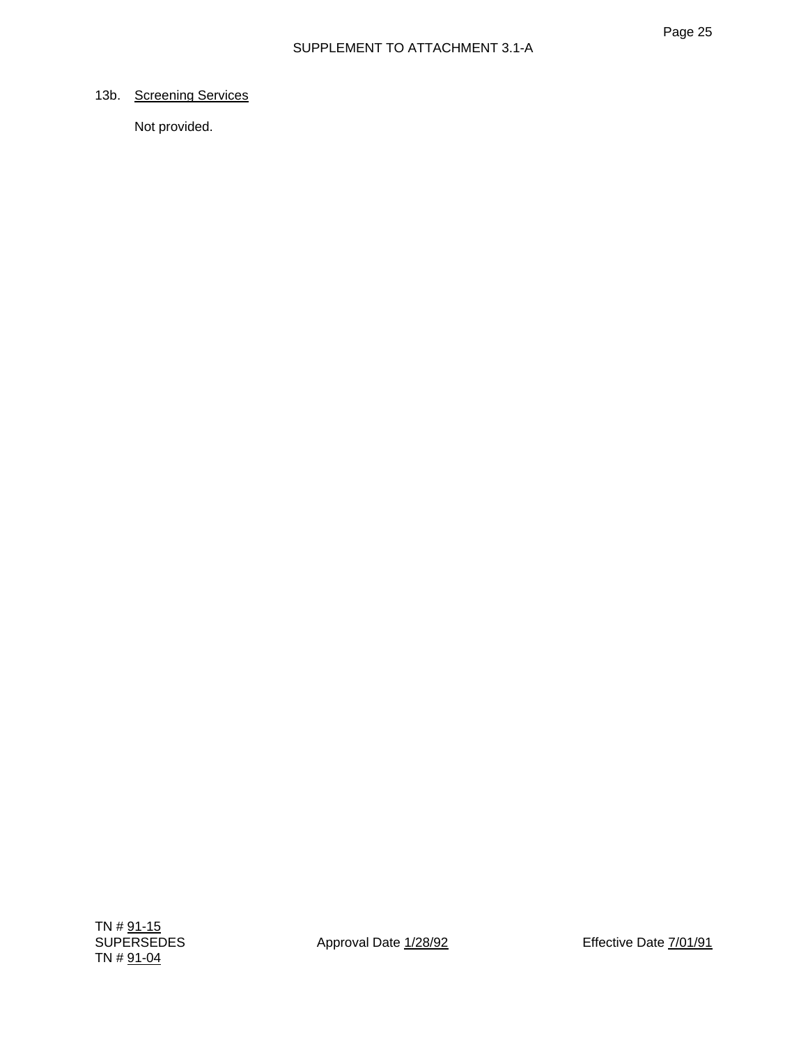13b. <u>Screening Services</u>

Not provided.

TN # 91-15
SUPERSEDES
TN # 91-04

Approval Date 1/28/92

Effective Date 7/01/91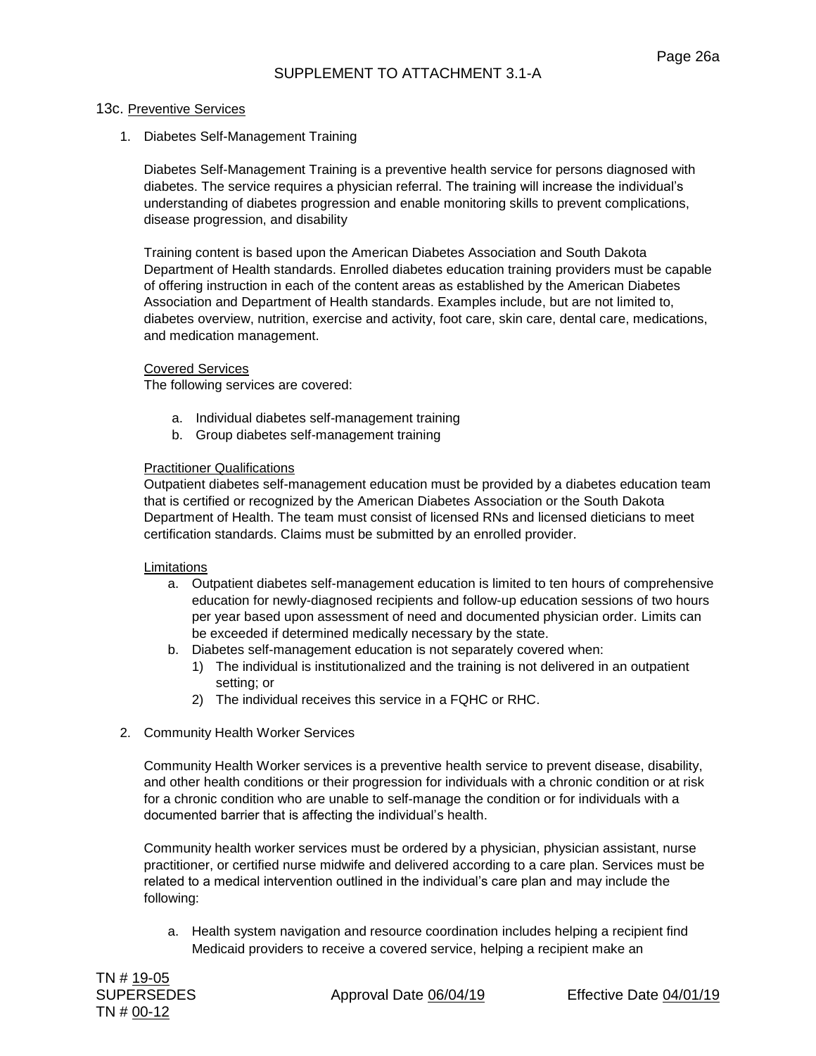SUPPLEMENT TO ATTACHMENT 3.1-A

13c. Preventive Services

1. Diabetes Self-Management Training

   Diabetes Self-Management Training is a preventive health service for persons diagnosed with diabetes. The service requires a physician referral. The training will increase the individual's understanding of diabetes progression and enable monitoring skills to prevent complications, disease progression, and disability

   Training content is based upon the American Diabetes Association and South Dakota Department of Health standards. Enrolled diabetes education training providers must be capable of offering instruction in each of the content areas as established by the American Diabetes Association and Department of Health standards. Examples include, but are not limited to, diabetes overview, nutrition, exercise and activity, foot care, skin care, dental care, medications, and medication management.

   Covered Services
   The following services are covered:

   a. Individual diabetes self-management training
   b. Group diabetes self-management training

   Practitioner Qualifications
   Outpatient diabetes self-management education must be provided by a diabetes education team that is certified or recognized by the American Diabetes Association or the South Dakota Department of Health. The team must consist of licensed RNs and licensed dieticians to meet certification standards. Claims must be submitted by an enrolled provider.

   Limitations
   a. Outpatient diabetes self-management education is limited to ten hours of comprehensive education for newly-diagnosed recipients and follow-up education sessions of two hours per year based upon assessment of need and documented physician order. Limits can be exceeded if determined medically necessary by the state.
   b. Diabetes self-management education is not separately covered when:
      1) The individual is institutionalized and the training is not delivered in an outpatient setting; or
      2) The individual receives this service in a FQHC or RHC.

2. Community Health Worker Services

   Community Health Worker services is a preventive health service to prevent disease, disability, and other health conditions or their progression for individuals with a chronic condition or at risk for a chronic condition who are unable to self-manage the condition or for individuals with a documented barrier that is affecting the individual's health.

   Community health worker services must be ordered by a physician, physician assistant, nurse practitioner, or certified nurse midwife and delivered according to a care plan. Services must be related to a medical intervention outlined in the individual's care plan and may include the following:

   a. Health system navigation and resource coordination includes helping a recipient find Medicaid providers to receive a covered service, helping a recipient make an

TN # 19-05
SUPERSEDES TN # 00-12 Approval Date 06/04/19 Effective Date 04/01/19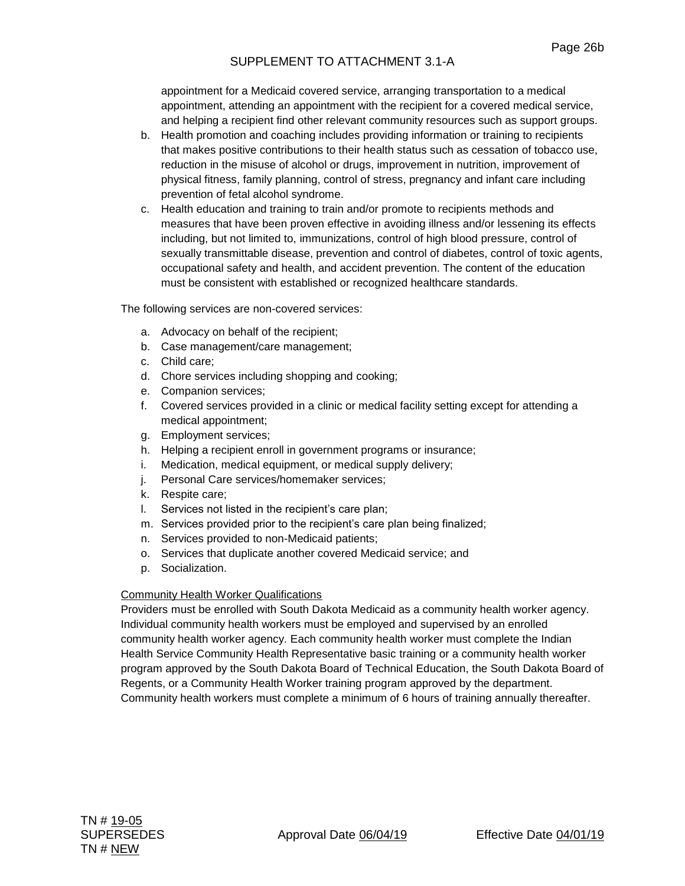appointment for a Medicaid covered service, arranging transportation to a medical appointment, attending an appointment with the recipient for a covered medical service, and helping a recipient find other relevant community resources such as support groups.

b. Health promotion and coaching includes providing information or training to recipients that makes positive contributions to their health status such as cessation of tobacco use, reduction in the misuse of alcohol or drugs, improvement in nutrition, improvement of physical fitness, family planning, control of stress, pregnancy and infant care including prevention of fetal alcohol syndrome.

c. Health education and training to train and/or promote to recipients methods and measures that have been proven effective in avoiding illness and/or lessening its effects including, but not limited to, immunizations, control of high blood pressure, control of sexually transmittable disease, prevention and control of diabetes, control of toxic agents, occupational safety and health, and accident prevention. The content of the education must be consistent with established or recognized healthcare standards.

The following services are non-covered services:

a. Advocacy on behalf of the recipient;
b. Case management/care management;
c. Child care;
d. Chore services including shopping and cooking;
e. Companion services;
f. Covered services provided in a clinic or medical facility setting except for attending a medical appointment;
g. Employment services;
h. Helping a recipient enroll in government programs or insurance;
i. Medication, medical equipment, or medical supply delivery;
j. Personal Care services/homemaker services;
k. Respite care;
l. Services not listed in the recipient's care plan;
m. Services provided prior to the recipient's care plan being finalized;
n. Services provided to non-Medicaid patients;
o. Services that duplicate another covered Medicaid service; and
p. Socialization.

Community Health Worker Qualifications

Providers must be enrolled with South Dakota Medicaid as a community health worker agency. Individual community health workers must be employed and supervised by an enrolled community health worker agency. Each community health worker must complete the Indian Health Service Community Health Representative basic training or a community health worker program approved by the South Dakota Board of Technical Education, the South Dakota Board of Regents, or a Community Health Worker training program approved by the department. Community health workers must complete a minimum of 6 hours of training annually thereafter.

TN # 19-05
SUPERSEDES
TN # NEW

Approval Date 06/04/19

Effective Date 04/01/19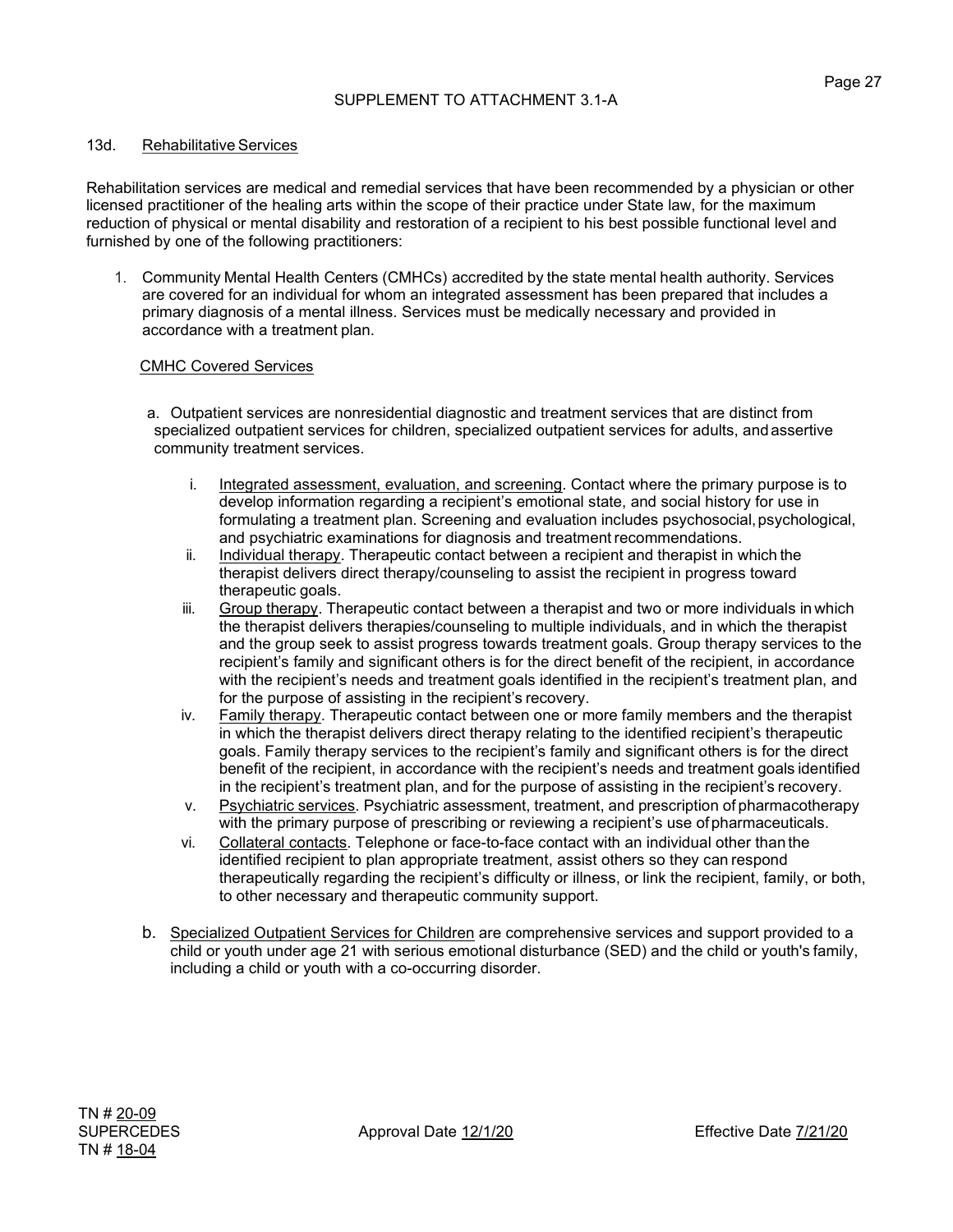SUPPLEMENT TO ATTACHMENT 3.1-A

13d. <u>Rehabilitative Services</u>

Rehabilitation services are medical and remedial services that have been recommended by a physician or other licensed practitioner of the healing arts within the scope of their practice under State law, for the maximum reduction of physical or mental disability and restoration of a recipient to his best possible functional level and furnished by one of the following practitioners:

1. Community Mental Health Centers (CMHCs) accredited by the state mental health authority. Services are covered for an individual for whom an integrated assessment has been prepared that includes a primary diagnosis of a mental illness. Services must be medically necessary and provided in accordance with a treatment plan.

   <u>CMHC Covered Services</u>

   a. Outpatient services are nonresidential diagnostic and treatment services that are distinct from specialized outpatient services for children, specialized outpatient services for adults, and assertive community treatment services.

      i. <u>Integrated assessment, evaluation, and screening</u>. Contact where the primary purpose is to develop information regarding a recipient's emotional state, and social history for use in formulating a treatment plan. Screening and evaluation includes psychosocial, psychological, and psychiatric examinations for diagnosis and treatment recommendations.
      ii. <u>Individual therapy</u>. Therapeutic contact between a recipient and therapist in which the therapist delivers direct therapy/counseling to assist the recipient in progress toward therapeutic goals.
      iii. <u>Group therapy</u>. Therapeutic contact between a therapist and two or more individuals in which the therapist delivers therapies/counseling to multiple individuals, and in which the therapist and the group seek to assist progress towards treatment goals. Group therapy services to the recipient's family and significant others is for the direct benefit of the recipient, in accordance with the recipient's needs and treatment goals identified in the recipient's treatment plan, and for the purpose of assisting in the recipient's recovery.
      iv. <u>Family therapy</u>. Therapeutic contact between one or more family members and the therapist in which the therapist delivers direct therapy relating to the identified recipient's therapeutic goals. Family therapy services to the recipient's family and significant others is for the direct benefit of the recipient, in accordance with the recipient's needs and treatment goals identified in the recipient's treatment plan, and for the purpose of assisting in the recipient's recovery.
      v. <u>Psychiatric services</u>. Psychiatric assessment, treatment, and prescription of pharmacotherapy with the primary purpose of prescribing or reviewing a recipient's use of pharmaceuticals.
      vi. <u>Collateral contacts</u>. Telephone or face-to-face contact with an individual other than the identified recipient to plan appropriate treatment, assist others so they can respond therapeutically regarding the recipient's difficulty or illness, or link the recipient, family, or both, to other necessary and therapeutic community support.

   b. <u>Specialized Outpatient Services for Children</u> are comprehensive services and support provided to a child or youth under age 21 with serious emotional disturbance (SED) and the child or youth's family, including a child or youth with a co-occurring disorder.

TN # <u>20-09</u>
SUPERCEDES
TN # <u>18-04</u>

Approval Date <u>12/1/20</u>

Effective Date <u>7/21/20</u>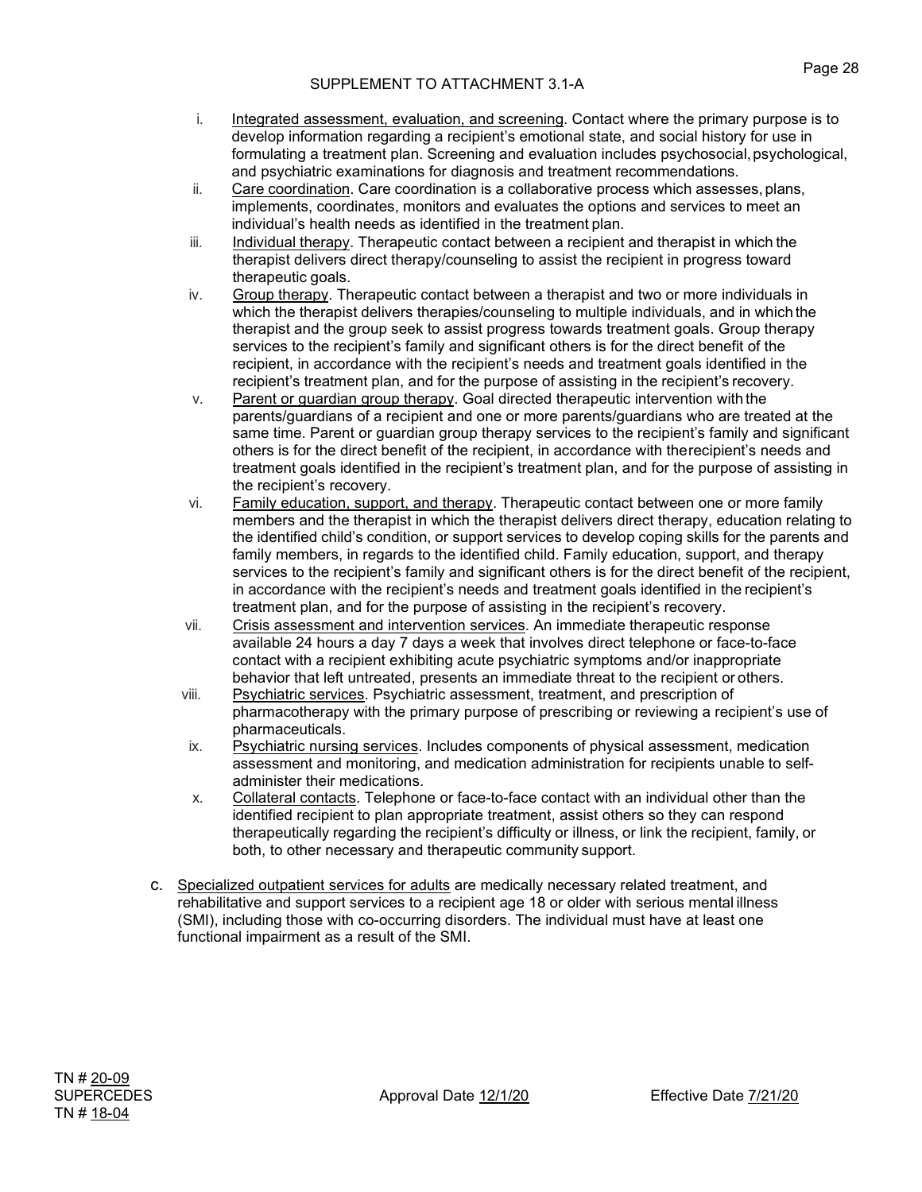SUPPLEMENT TO ATTACHMENT 3.1-A

i. Integrated assessment, evaluation, and screening. Contact where the primary purpose is to develop information regarding a recipient's emotional state, and social history for use in formulating a treatment plan. Screening and evaluation includes psychosocial, psychological, and psychiatric examinations for diagnosis and treatment recommendations.

ii. Care coordination. Care coordination is a collaborative process which assesses, plans, implements, coordinates, monitors and evaluates the options and services to meet an individual's health needs as identified in the treatment plan.

iii. Individual therapy. Therapeutic contact between a recipient and therapist in which the therapist delivers direct therapy/counseling to assist the recipient in progress toward therapeutic goals.

iv. Group therapy. Therapeutic contact between a therapist and two or more individuals in which the therapist delivers therapies/counseling to multiple individuals, and in which the therapist and the group seek to assist progress towards treatment goals. Group therapy services to the recipient's family and significant others is for the direct benefit of the recipient, in accordance with the recipient's needs and treatment goals identified in the recipient's treatment plan, and for the purpose of assisting in the recipient's recovery.

v. Parent or guardian group therapy. Goal directed therapeutic intervention with the parents/guardians of a recipient and one or more parents/guardians who are treated at the same time. Parent or guardian group therapy services to the recipient's family and significant others is for the direct benefit of the recipient, in accordance with the recipient's needs and treatment goals identified in the recipient's treatment plan, and for the purpose of assisting in the recipient's recovery.

vi. Family education, support, and therapy. Therapeutic contact between one or more family members and the therapist in which the therapist delivers direct therapy, education relating to the identified child's condition, or support services to develop coping skills for the parents and family members, in regards to the identified child. Family education, support, and therapy services to the recipient's family and significant others is for the direct benefit of the recipient, in accordance with the recipient's needs and treatment goals identified in the recipient's treatment plan, and for the purpose of assisting in the recipient's recovery.

vii. Crisis assessment and intervention services. An immediate therapeutic response available 24 hours a day 7 days a week that involves direct telephone or face-to-face contact with a recipient exhibiting acute psychiatric symptoms and/or inappropriate behavior that left untreated, presents an immediate threat to the recipient or others.

viii. Psychiatric services. Psychiatric assessment, treatment, and prescription of pharmacotherapy with the primary purpose of prescribing or reviewing a recipient's use of pharmaceuticals.

ix. Psychiatric nursing services. Includes components of physical assessment, medication assessment and monitoring, and medication administration for recipients unable to self-administer their medications.

x. Collateral contacts. Telephone or face-to-face contact with an individual other than the identified recipient to plan appropriate treatment, assist others so they can respond therapeutically regarding the recipient's difficulty or illness, or link the recipient, family, or both, to other necessary and therapeutic community support.

c. Specialized outpatient services for adults are medically necessary related treatment, and rehabilitative and support services to a recipient age 18 or older with serious mental illness (SMI), including those with co-occurring disorders. The individual must have at least one functional impairment as a result of the SMI.

TN # 20-09
SUPERCEDES
TN # 18-04

Approval Date 12/1/20

Effective Date 7/21/20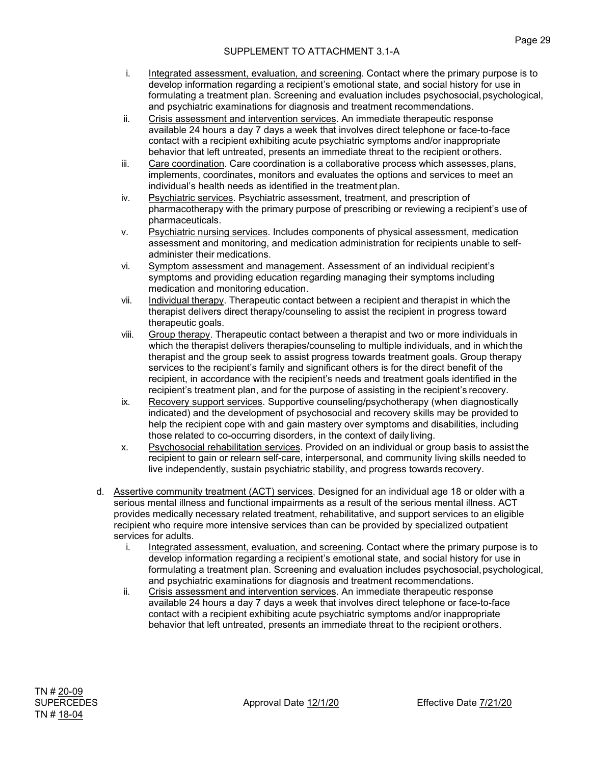SUPPLEMENT TO ATTACHMENT 3.1-A

i. Integrated assessment, evaluation, and screening. Contact where the primary purpose is to develop information regarding a recipient's emotional state, and social history for use in formulating a treatment plan. Screening and evaluation includes psychosocial, psychological, and psychiatric examinations for diagnosis and treatment recommendations.

ii. Crisis assessment and intervention services. An immediate therapeutic response available 24 hours a day 7 days a week that involves direct telephone or face-to-face contact with a recipient exhibiting acute psychiatric symptoms and/or inappropriate behavior that left untreated, presents an immediate threat to the recipient or others.

iii. Care coordination. Care coordination is a collaborative process which assesses, plans, implements, coordinates, monitors and evaluates the options and services to meet an individual's health needs as identified in the treatment plan.

iv. Psychiatric services. Psychiatric assessment, treatment, and prescription of pharmacotherapy with the primary purpose of prescribing or reviewing a recipient's use of pharmaceuticals.

v. Psychiatric nursing services. Includes components of physical assessment, medication assessment and monitoring, and medication administration for recipients unable to self-administer their medications.

vi. Symptom assessment and management. Assessment of an individual recipient's symptoms and providing education regarding managing their symptoms including medication and monitoring education.

vii. Individual therapy. Therapeutic contact between a recipient and therapist in which the therapist delivers direct therapy/counseling to assist the recipient in progress toward therapeutic goals.

viii. Group therapy. Therapeutic contact between a therapist and two or more individuals in which the therapist delivers therapies/counseling to multiple individuals, and in which the therapist and the group seek to assist progress towards treatment goals. Group therapy services to the recipient's family and significant others is for the direct benefit of the recipient, in accordance with the recipient's needs and treatment goals identified in the recipient's treatment plan, and for the purpose of assisting in the recipient's recovery.

ix. Recovery support services. Supportive counseling/psychotherapy (when diagnostically indicated) and the development of psychosocial and recovery skills may be provided to help the recipient cope with and gain mastery over symptoms and disabilities, including those related to co-occurring disorders, in the context of daily living.

x. Psychosocial rehabilitation services. Provided on an individual or group basis to assist the recipient to gain or relearn self-care, interpersonal, and community living skills needed to live independently, sustain psychiatric stability, and progress towards recovery.

d. Assertive community treatment (ACT) services. Designed for an individual age 18 or older with a serious mental illness and functional impairments as a result of the serious mental illness. ACT provides medically necessary related treatment, rehabilitative, and support services to an eligible recipient who require more intensive services than can be provided by specialized outpatient services for adults.

i. Integrated assessment, evaluation, and screening. Contact where the primary purpose is to develop information regarding a recipient's emotional state, and social history for use in formulating a treatment plan. Screening and evaluation includes psychosocial, psychological, and psychiatric examinations for diagnosis and treatment recommendations.

ii. Crisis assessment and intervention services. An immediate therapeutic response available 24 hours a day 7 days a week that involves direct telephone or face-to-face contact with a recipient exhibiting acute psychiatric symptoms and/or inappropriate behavior that left untreated, presents an immediate threat to the recipient or others.

TN # 20-09
SUPERCEDES
TN # 18-04

Approval Date 12/1/20

Effective Date 7/21/20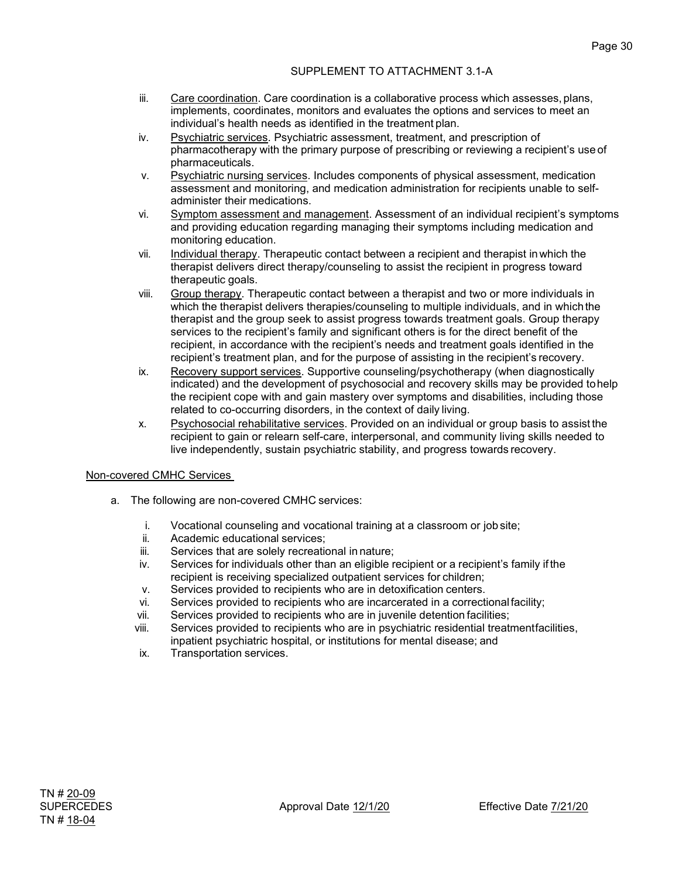SUPPLEMENT TO ATTACHMENT 3.1-A

iii. Care coordination. Care coordination is a collaborative process which assesses, plans, implements, coordinates, monitors and evaluates the options and services to meet an individual's health needs as identified in the treatment plan.

iv. Psychiatric services. Psychiatric assessment, treatment, and prescription of pharmacotherapy with the primary purpose of prescribing or reviewing a recipient's use of pharmaceuticals.

v. Psychiatric nursing services. Includes components of physical assessment, medication assessment and monitoring, and medication administration for recipients unable to self-administer their medications.

vi. Symptom assessment and management. Assessment of an individual recipient's symptoms and providing education regarding managing their symptoms including medication and monitoring education.

vii. Individual therapy. Therapeutic contact between a recipient and therapist in which the therapist delivers direct therapy/counseling to assist the recipient in progress toward therapeutic goals.

viii. Group therapy. Therapeutic contact between a therapist and two or more individuals in which the therapist delivers therapies/counseling to multiple individuals, and in which the therapist and the group seek to assist progress towards treatment goals. Group therapy services to the recipient's family and significant others is for the direct benefit of the recipient, in accordance with the recipient's needs and treatment goals identified in the recipient's treatment plan, and for the purpose of assisting in the recipient's recovery.

ix. Recovery support services. Supportive counseling/psychotherapy (when diagnostically indicated) and the development of psychosocial and recovery skills may be provided to help the recipient cope with and gain mastery over symptoms and disabilities, including those related to co-occurring disorders, in the context of daily living.

x. Psychosocial rehabilitative services. Provided on an individual or group basis to assist the recipient to gain or relearn self-care, interpersonal, and community living skills needed to live independently, sustain psychiatric stability, and progress towards recovery.

Non-covered CMHC Services

a. The following are non-covered CMHC services:

   i. Vocational counseling and vocational training at a classroom or job site;
   ii. Academic educational services;
   iii. Services that are solely recreational in nature;
   iv. Services for individuals other than an eligible recipient or a recipient's family if the recipient is receiving specialized outpatient services for children;
   v. Services provided to recipients who are in detoxification centers.
   vi. Services provided to recipients who are incarcerated in a correctional facility;
   vii. Services provided to recipients who are in juvenile detention facilities;
   viii. Services provided to recipients who are in psychiatric residential treatment facilities, inpatient psychiatric hospital, or institutions for mental disease; and
   ix. Transportation services.

TN # 20-09
SUPERCEDES
TN # 18-04

Approval Date 12/1/20

Effective Date 7/21/20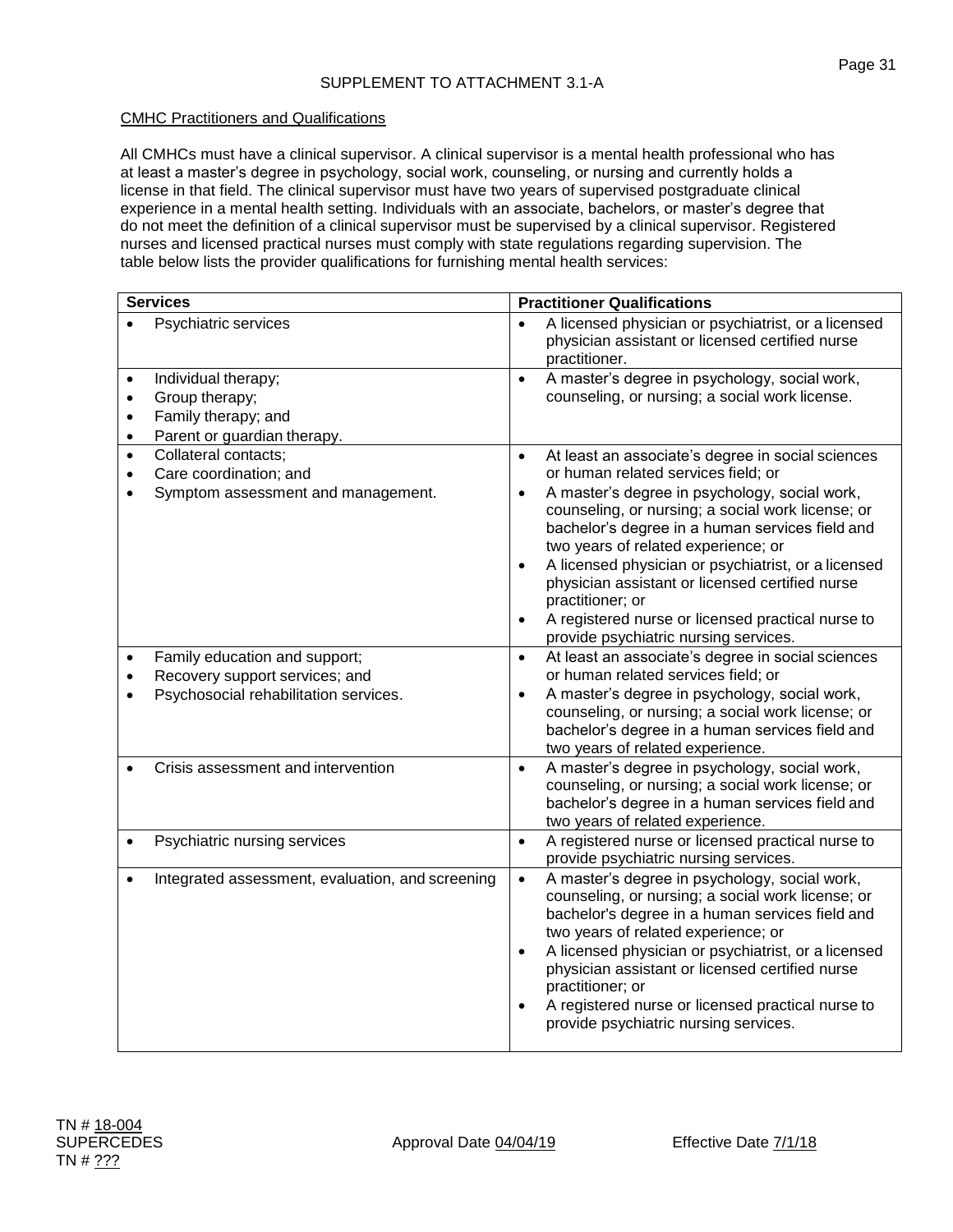SUPPLEMENT TO ATTACHMENT 3.1-A

CMHC Practitioners and Qualifications

All CMHCs must have a clinical supervisor. A clinical supervisor is a mental health professional who has at least a master's degree in psychology, social work, counseling, or nursing and currently holds a license in that field. The clinical supervisor must have two years of supervised postgraduate clinical experience in a mental health setting. Individuals with an associate, bachelors, or master's degree that do not meet the definition of a clinical supervisor must be supervised by a clinical supervisor. Registered nurses and licensed practical nurses must comply with state regulations regarding supervision. The table below lists the provider qualifications for furnishing mental health services:

| Services | Practitioner Qualifications |
|---|---|
| • Psychiatric services | • A licensed physician or psychiatrist, or a licensed physician assistant or licensed certified nurse practitioner. |
| • Individual therapy;<br>• Group therapy;<br>• Family therapy; and<br>• Parent or guardian therapy. | • A master's degree in psychology, social work, counseling, or nursing; a social work license. |
| • Collateral contacts;<br>• Care coordination; and<br>• Symptom assessment and management. | • At least an associate's degree in social sciences or human related services field; or<br>• A master's degree in psychology, social work, counseling, or nursing; a social work license; or bachelor's degree in a human services field and two years of related experience; or<br>• A licensed physician or psychiatrist, or a licensed physician assistant or licensed certified nurse practitioner; or<br>• A registered nurse or licensed practical nurse to provide psychiatric nursing services. |
| • Family education and support;<br>• Recovery support services; and<br>• Psychosocial rehabilitation services. | • At least an associate's degree in social sciences or human related services field; or<br>• A master's degree in psychology, social work, counseling, or nursing; a social work license; or bachelor's degree in a human services field and two years of related experience. |
| • Crisis assessment and intervention | • A master's degree in psychology, social work, counseling, or nursing; a social work license; or bachelor's degree in a human services field and two years of related experience. |
| • Psychiatric nursing services | • A registered nurse or licensed practical nurse to provide psychiatric nursing services. |
| • Integrated assessment, evaluation, and screening | • A master's degree in psychology, social work, counseling, or nursing; a social work license; or bachelor's degree in a human services field and two years of related experience; or<br>• A licensed physician or psychiatrist, or a licensed physician assistant or licensed certified nurse practitioner; or<br>• A registered nurse or licensed practical nurse to provide psychiatric nursing services. |

TN # 18-004
SUPERCEDES
TN # ???

Approval Date 04/04/19

Effective Date 7/1/18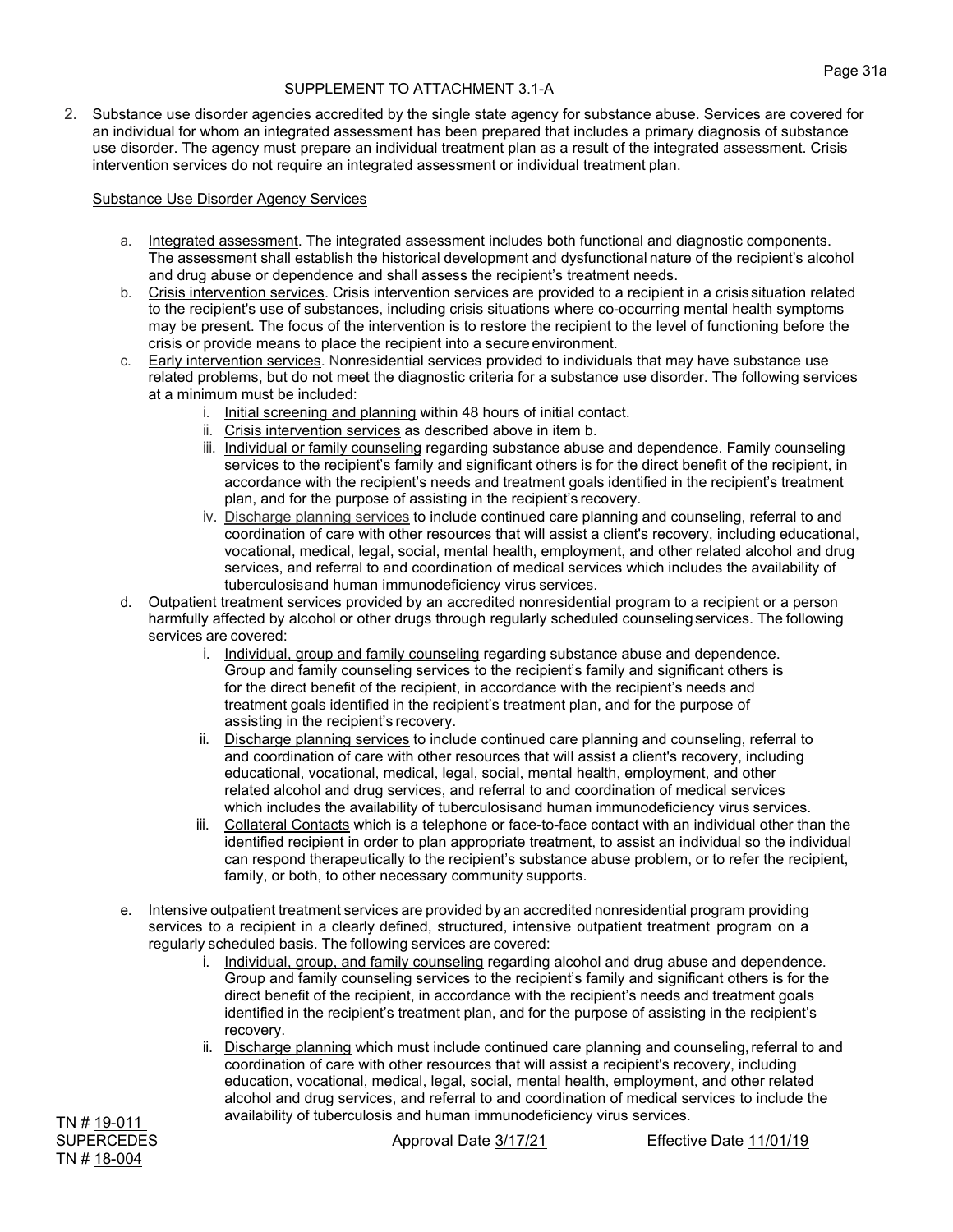SUPPLEMENT TO ATTACHMENT 3.1-A

2. Substance use disorder agencies accredited by the single state agency for substance abuse. Services are covered for an individual for whom an integrated assessment has been prepared that includes a primary diagnosis of substance use disorder. The agency must prepare an individual treatment plan as a result of the integrated assessment. Crisis intervention services do not require an integrated assessment or individual treatment plan.

Substance Use Disorder Agency Services

a. Integrated assessment. The integrated assessment includes both functional and diagnostic components. The assessment shall establish the historical development and dysfunctional nature of the recipient's alcohol and drug abuse or dependence and shall assess the recipient's treatment needs.

b. Crisis intervention services. Crisis intervention services are provided to a recipient in a crisis situation related to the recipient's use of substances, including crisis situations where co-occurring mental health symptoms may be present. The focus of the intervention is to restore the recipient to the level of functioning before the crisis or provide means to place the recipient into a secure environment.

c. Early intervention services. Nonresidential services provided to individuals that may have substance use related problems, but do not meet the diagnostic criteria for a substance use disorder. The following services at a minimum must be included:

   i. Initial screening and planning within 48 hours of initial contact.
   ii. Crisis intervention services as described above in item b.
   iii. Individual or family counseling regarding substance abuse and dependence. Family counseling services to the recipient's family and significant others is for the direct benefit of the recipient, in accordance with the recipient's needs and treatment goals identified in the recipient's treatment plan, and for the purpose of assisting in the recipient's recovery.
   iv. Discharge planning services to include continued care planning and counseling, referral to and coordination of care with other resources that will assist a client's recovery, including educational, vocational, medical, legal, social, mental health, employment, and other related alcohol and drug services, and referral to and coordination of medical services which includes the availability of tuberculosis and human immunodeficiency virus services.

d. Outpatient treatment services provided by an accredited nonresidential program to a recipient or a person harmfully affected by alcohol or other drugs through regularly scheduled counseling services. The following services are covered:

   i. Individual, group and family counseling regarding substance abuse and dependence. Group and family counseling services to the recipient's family and significant others is for the direct benefit of the recipient, in accordance with the recipient's needs and treatment goals identified in the recipient's treatment plan, and for the purpose of assisting in the recipient's recovery.
   ii. Discharge planning services to include continued care planning and counseling, referral to and coordination of care with other resources that will assist a client's recovery, including educational, vocational, medical, legal, social, mental health, employment, and other related alcohol and drug services, and referral to and coordination of medical services which includes the availability of tuberculosis and human immunodeficiency virus services.
   iii. Collateral Contacts which is a telephone or face-to-face contact with an individual other than the identified recipient in order to plan appropriate treatment, to assist an individual so the individual can respond therapeutically to the recipient's substance abuse problem, or to refer the recipient, family, or both, to other necessary community supports.

e. Intensive outpatient treatment services are provided by an accredited nonresidential program providing services to a recipient in a clearly defined, structured, intensive outpatient treatment program on a regularly scheduled basis. The following services are covered:

   i. Individual, group, and family counseling regarding alcohol and drug abuse and dependence. Group and family counseling services to the recipient's family and significant others is for the direct benefit of the recipient, in accordance with the recipient's needs and treatment goals identified in the recipient's treatment plan, and for the purpose of assisting in the recipient's recovery.
   ii. Discharge planning which must include continued care planning and counseling, referral to and coordination of care with other resources that will assist a recipient's recovery, including education, vocational, medical, legal, social, mental health, employment, and other related alcohol and drug services, and referral to and coordination of medical services to include the availability of tuberculosis and human immunodeficiency virus services.

TN # 19-011
SUPERCEDES
TN # 18-004

Approval Date 3/17/21

Effective Date 11/01/19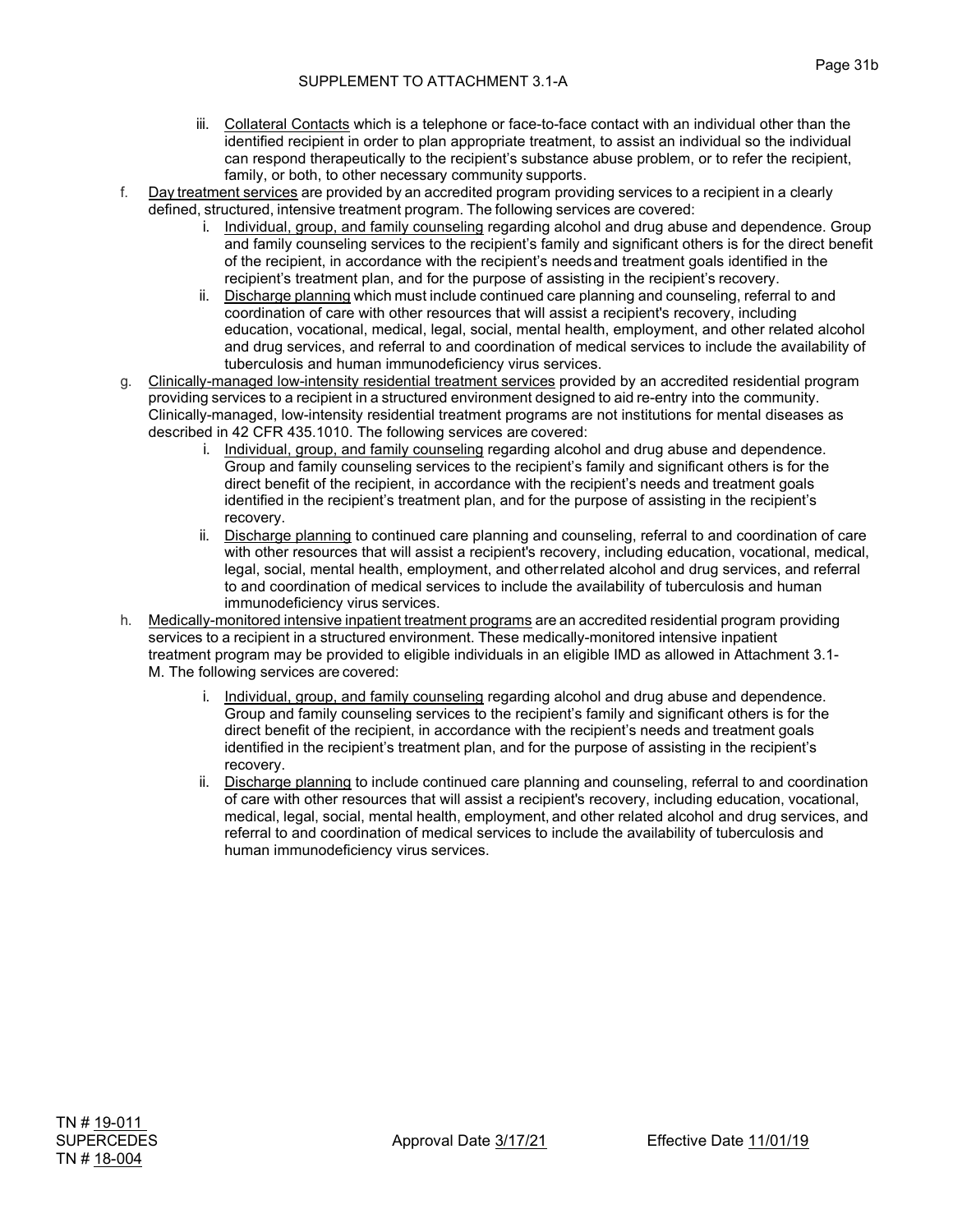SUPPLEMENT TO ATTACHMENT 3.1-A

iii. Collateral Contacts which is a telephone or face-to-face contact with an individual other than the identified recipient in order to plan appropriate treatment, to assist an individual so the individual can respond therapeutically to the recipient's substance abuse problem, or to refer the recipient, family, or both, to other necessary community supports.

f. Day treatment services are provided by an accredited program providing services to a recipient in a clearly defined, structured, intensive treatment program. The following services are covered:
   i. Individual, group, and family counseling regarding alcohol and drug abuse and dependence. Group and family counseling services to the recipient's family and significant others is for the direct benefit of the recipient, in accordance with the recipient's needs and treatment goals identified in the recipient's treatment plan, and for the purpose of assisting in the recipient's recovery.
   ii. Discharge planning which must include continued care planning and counseling, referral to and coordination of care with other resources that will assist a recipient's recovery, including education, vocational, medical, legal, social, mental health, employment, and other related alcohol and drug services, and referral to and coordination of medical services to include the availability of tuberculosis and human immunodeficiency virus services.

g. Clinically-managed low-intensity residential treatment services provided by an accredited residential program providing services to a recipient in a structured environment designed to aid re-entry into the community. Clinically-managed, low-intensity residential treatment programs are not institutions for mental diseases as described in 42 CFR 435.1010. The following services are covered:
   i. Individual, group, and family counseling regarding alcohol and drug abuse and dependence. Group and family counseling services to the recipient's family and significant others is for the direct benefit of the recipient, in accordance with the recipient's needs and treatment goals identified in the recipient's treatment plan, and for the purpose of assisting in the recipient's recovery.
   ii. Discharge planning to continued care planning and counseling, referral to and coordination of care with other resources that will assist a recipient's recovery, including education, vocational, medical, legal, social, mental health, employment, and other related alcohol and drug services, and referral to and coordination of medical services to include the availability of tuberculosis and human immunodeficiency virus services.

h. Medically-monitored intensive inpatient treatment programs are an accredited residential program providing services to a recipient in a structured environment. These medically-monitored intensive inpatient treatment program may be provided to eligible individuals in an eligible IMD as allowed in Attachment 3.1-M. The following services are covered:
   i. Individual, group, and family counseling regarding alcohol and drug abuse and dependence. Group and family counseling services to the recipient's family and significant others is for the direct benefit of the recipient, in accordance with the recipient's needs and treatment goals identified in the recipient's treatment plan, and for the purpose of assisting in the recipient's recovery.
   ii. Discharge planning to include continued care planning and counseling, referral to and coordination of care with other resources that will assist a recipient's recovery, including education, vocational, medical, legal, social, mental health, employment, and other related alcohol and drug services, and referral to and coordination of medical services to include the availability of tuberculosis and human immunodeficiency virus services.

TN # 19-011
SUPERCEDES
TN # 18-004

Approval Date 3/17/21

Effective Date 11/01/19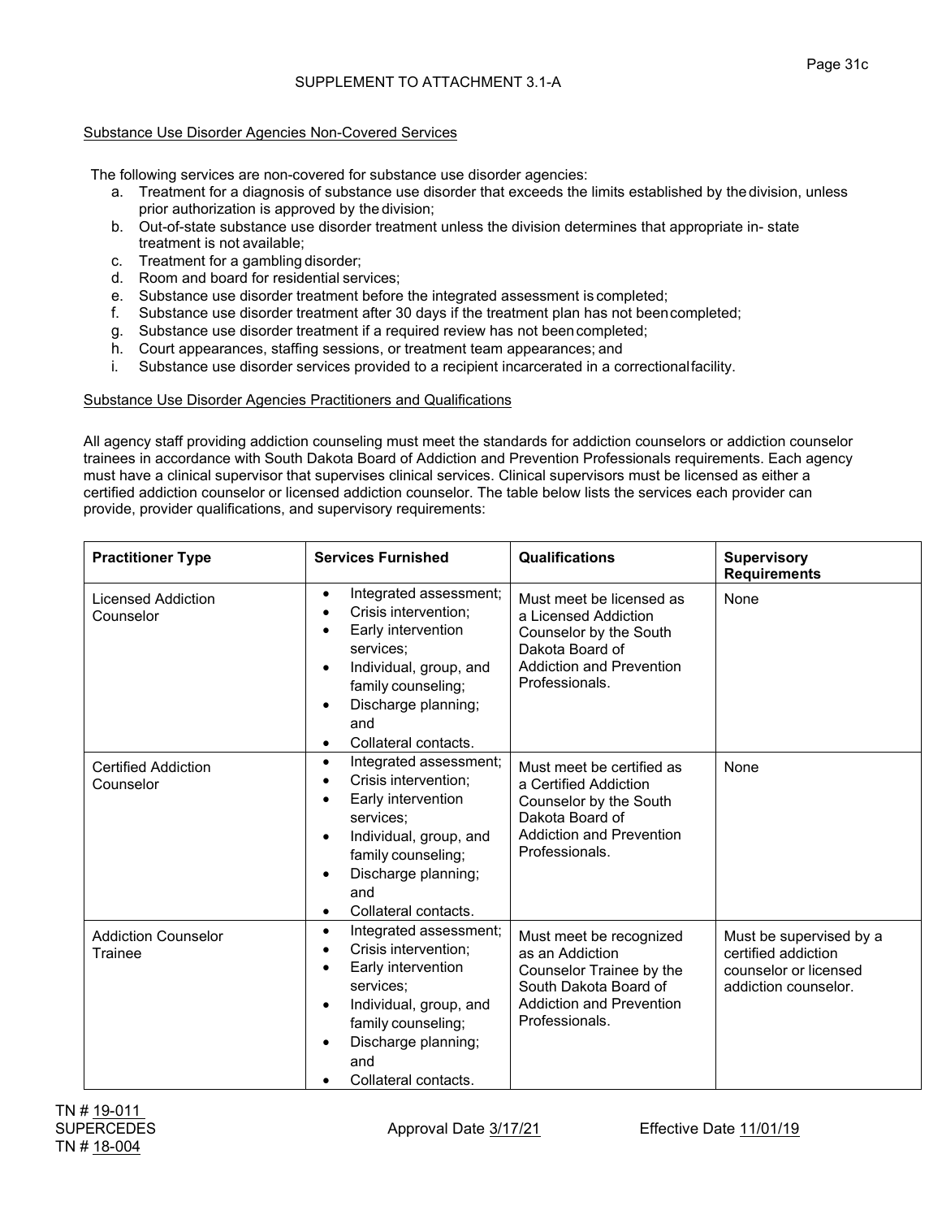SUPPLEMENT TO ATTACHMENT 3.1-A

Substance Use Disorder Agencies Non-Covered Services

The following services are non-covered for substance use disorder agencies:

a. Treatment for a diagnosis of substance use disorder that exceeds the limits established by the division, unless prior authorization is approved by the division;
b. Out-of-state substance use disorder treatment unless the division determines that appropriate in- state treatment is not available;
c. Treatment for a gambling disorder;
d. Room and board for residential services;
e. Substance use disorder treatment before the integrated assessment is completed;
f. Substance use disorder treatment after 30 days if the treatment plan has not been completed;
g. Substance use disorder treatment if a required review has not been completed;
h. Court appearances, staffing sessions, or treatment team appearances; and
i. Substance use disorder services provided to a recipient incarcerated in a correctional facility.

Substance Use Disorder Agencies Practitioners and Qualifications

All agency staff providing addiction counseling must meet the standards for addiction counselors or addiction counselor trainees in accordance with South Dakota Board of Addiction and Prevention Professionals requirements. Each agency must have a clinical supervisor that supervises clinical services. Clinical supervisors must be licensed as either a certified addiction counselor or licensed addiction counselor. The table below lists the services each provider can provide, provider qualifications, and supervisory requirements:

| Practitioner Type | Services Furnished | Qualifications | Supervisory Requirements |
|---|---|---|---|
| Licensed Addiction Counselor | • Integrated assessment;<br>• Crisis intervention;<br>• Early intervention services;<br>• Individual, group, and family counseling;<br>• Discharge planning; and<br>• Collateral contacts. | Must meet be licensed as a Licensed Addiction Counselor by the South Dakota Board of Addiction and Prevention Professionals. | None |
| Certified Addiction Counselor | • Integrated assessment;<br>• Crisis intervention;<br>• Early intervention services;<br>• Individual, group, and family counseling;<br>• Discharge planning; and<br>• Collateral contacts. | Must meet be certified as a Certified Addiction Counselor by the South Dakota Board of Addiction and Prevention Professionals. | None |
| Addiction Counselor Trainee | • Integrated assessment;<br>• Crisis intervention;<br>• Early intervention services;<br>• Individual, group, and family counseling;<br>• Discharge planning; and<br>• Collateral contacts. | Must meet be recognized as an Addiction Counselor Trainee by the South Dakota Board of Addiction and Prevention Professionals. | Must be supervised by a certified addiction counselor or licensed addiction counselor. |

TN # 19-011
SUPERCEDES
TN # 18-004

Approval Date 3/17/21 Effective Date 11/01/19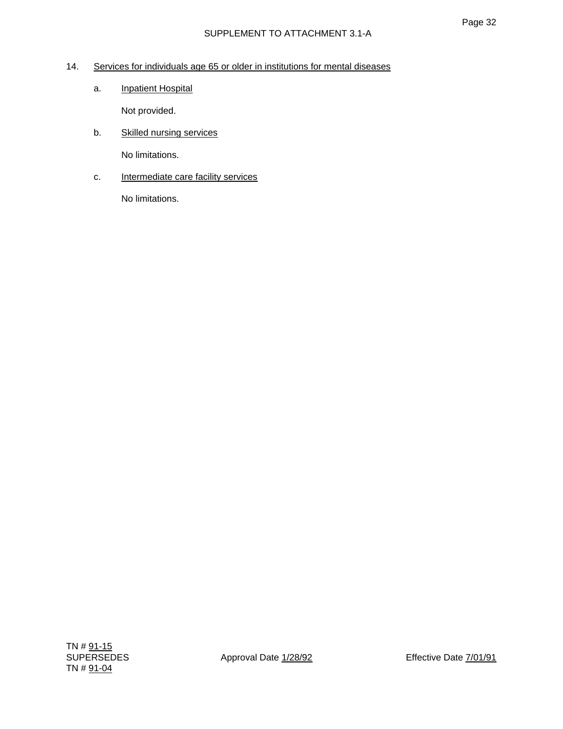SUPPLEMENT TO ATTACHMENT 3.1-A

14. Services for individuals age 65 or older in institutions for mental diseases

   a. Inpatient Hospital

      Not provided.

   b. Skilled nursing services

      No limitations.

   c. Intermediate care facility services

      No limitations.

TN # 91-15
SUPERSEDES
TN # 91-04

Approval Date 1/28/92

Effective Date 7/01/91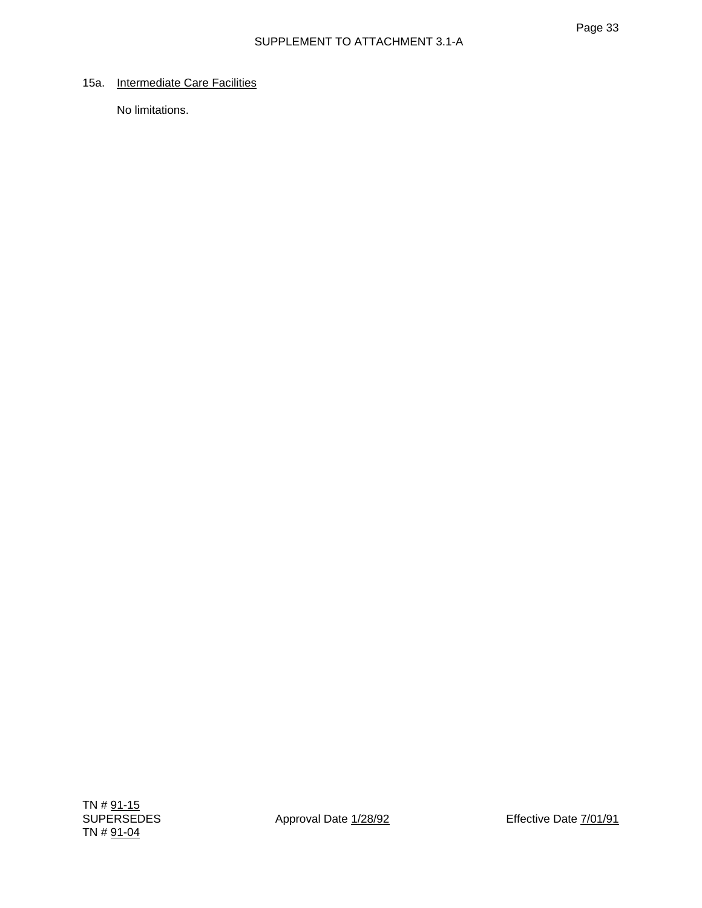15a. Intermediate Care Facilities

No limitations.

TN # 91-15
SUPERSEDES
TN # 91-04

Approval Date 1/28/92

Effective Date 7/01/91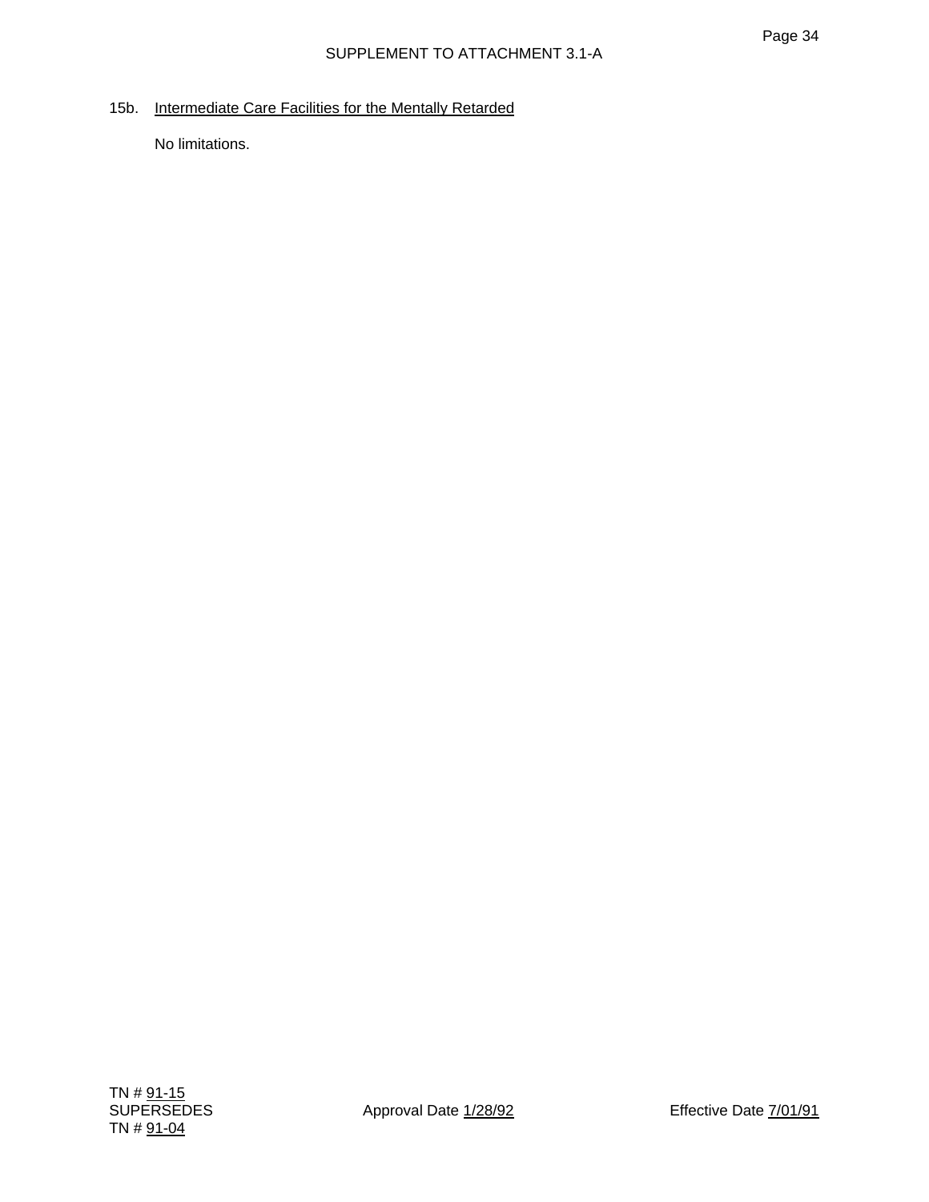15b. Intermediate Care Facilities for the Mentally Retarded

No limitations.

TN # 91-15
SUPERSEDES
TN # 91-04

Approval Date 1/28/92

Effective Date 7/01/91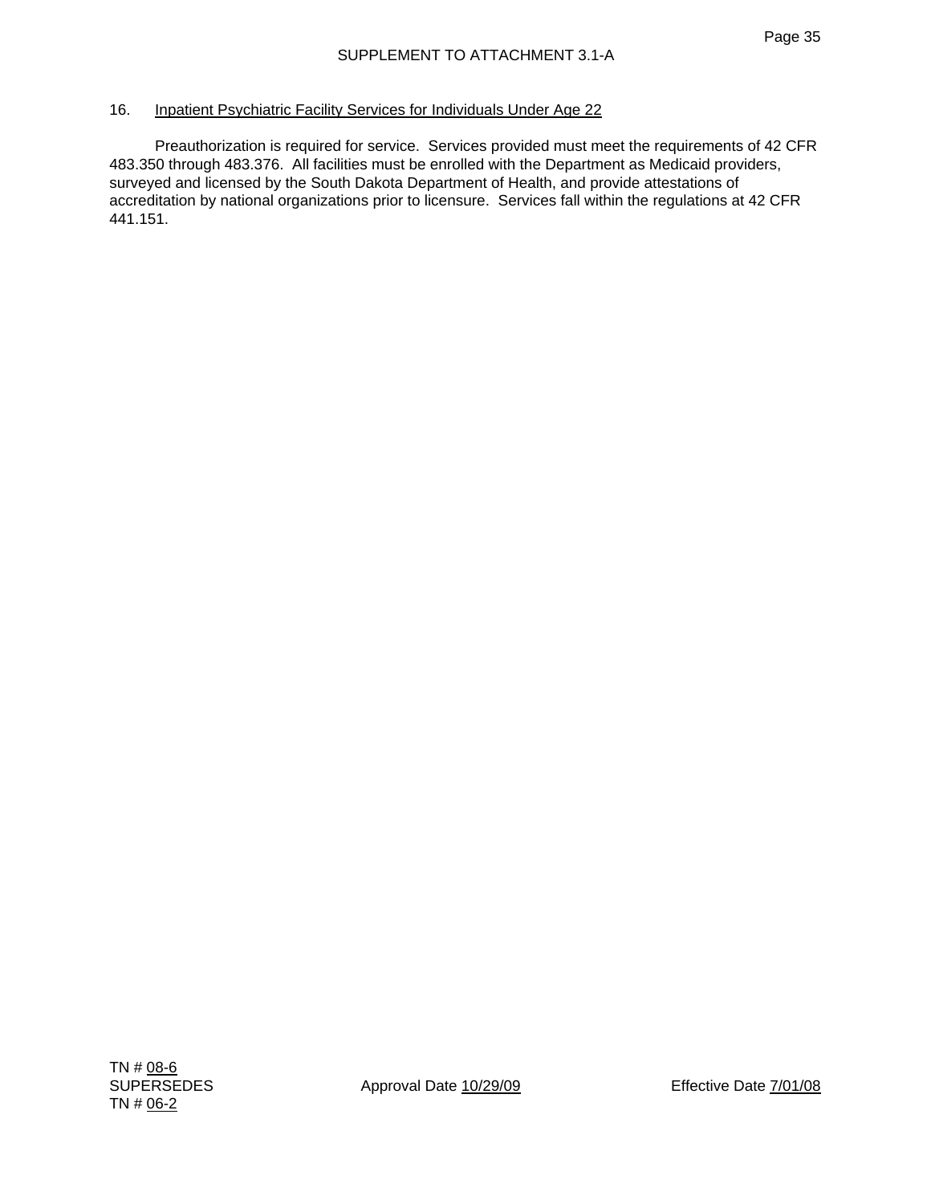SUPPLEMENT TO ATTACHMENT 3.1-A

16. Inpatient Psychiatric Facility Services for Individuals Under Age 22

Preauthorization is required for service. Services provided must meet the requirements of 42 CFR 483.350 through 483.376. All facilities must be enrolled with the Department as Medicaid providers, surveyed and licensed by the South Dakota Department of Health, and provide attestations of accreditation by national organizations prior to licensure. Services fall within the regulations at 42 CFR 441.151.

TN # 08-6
SUPERSEDES
TN # 06-2

Approval Date 10/29/09

Effective Date 7/01/08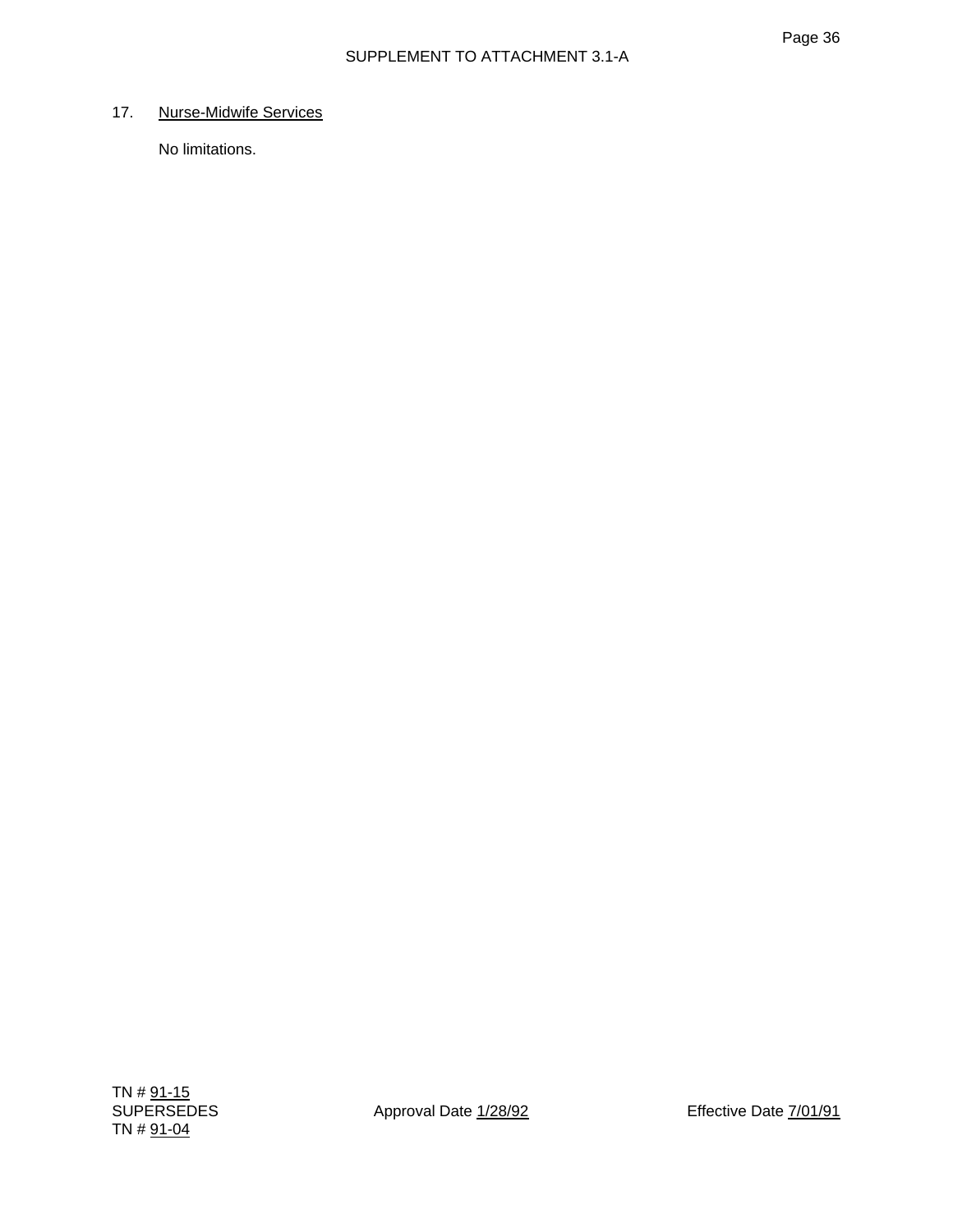17. Nurse-Midwife Services

No limitations.

TN # 91-15
SUPERSEDES
TN # 91-04

Approval Date 1/28/92

Effective Date 7/01/91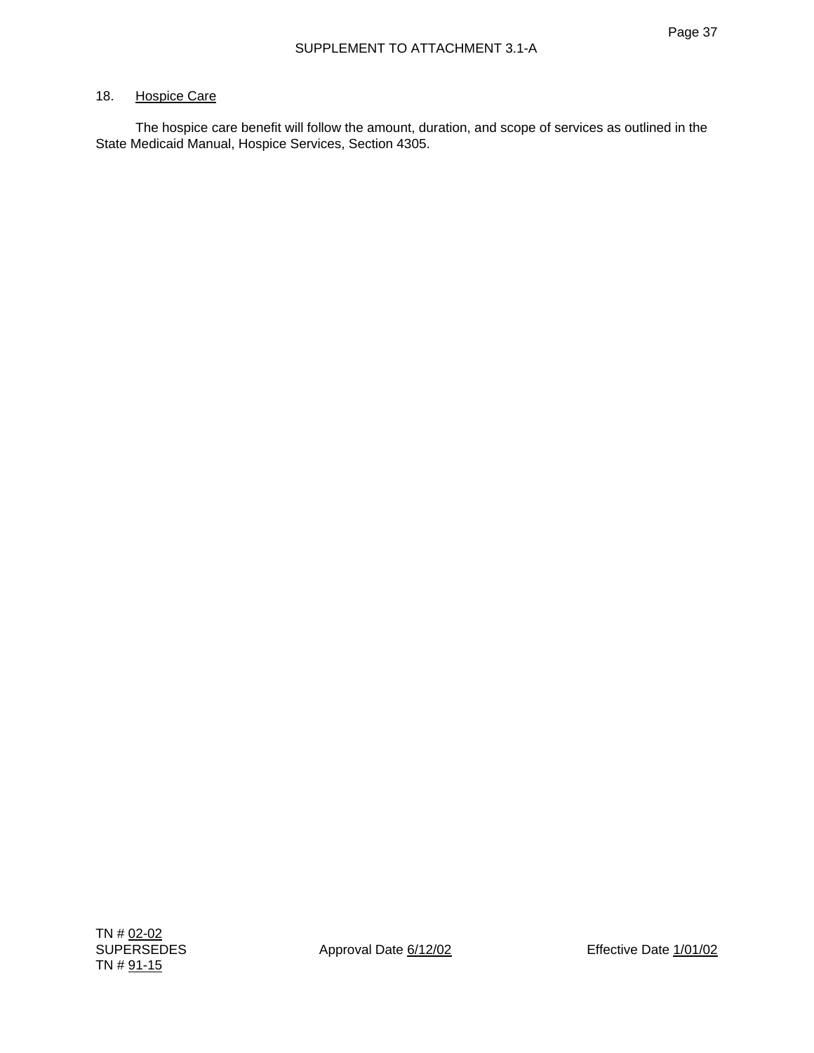SUPPLEMENT TO ATTACHMENT 3.1-A

18. Hospice Care

The hospice care benefit will follow the amount, duration, and scope of services as outlined in the State Medicaid Manual, Hospice Services, Section 4305.

TN # 02-02
SUPERSEDES
TN # 91-15

Approval Date 6/12/02

Effective Date 1/01/02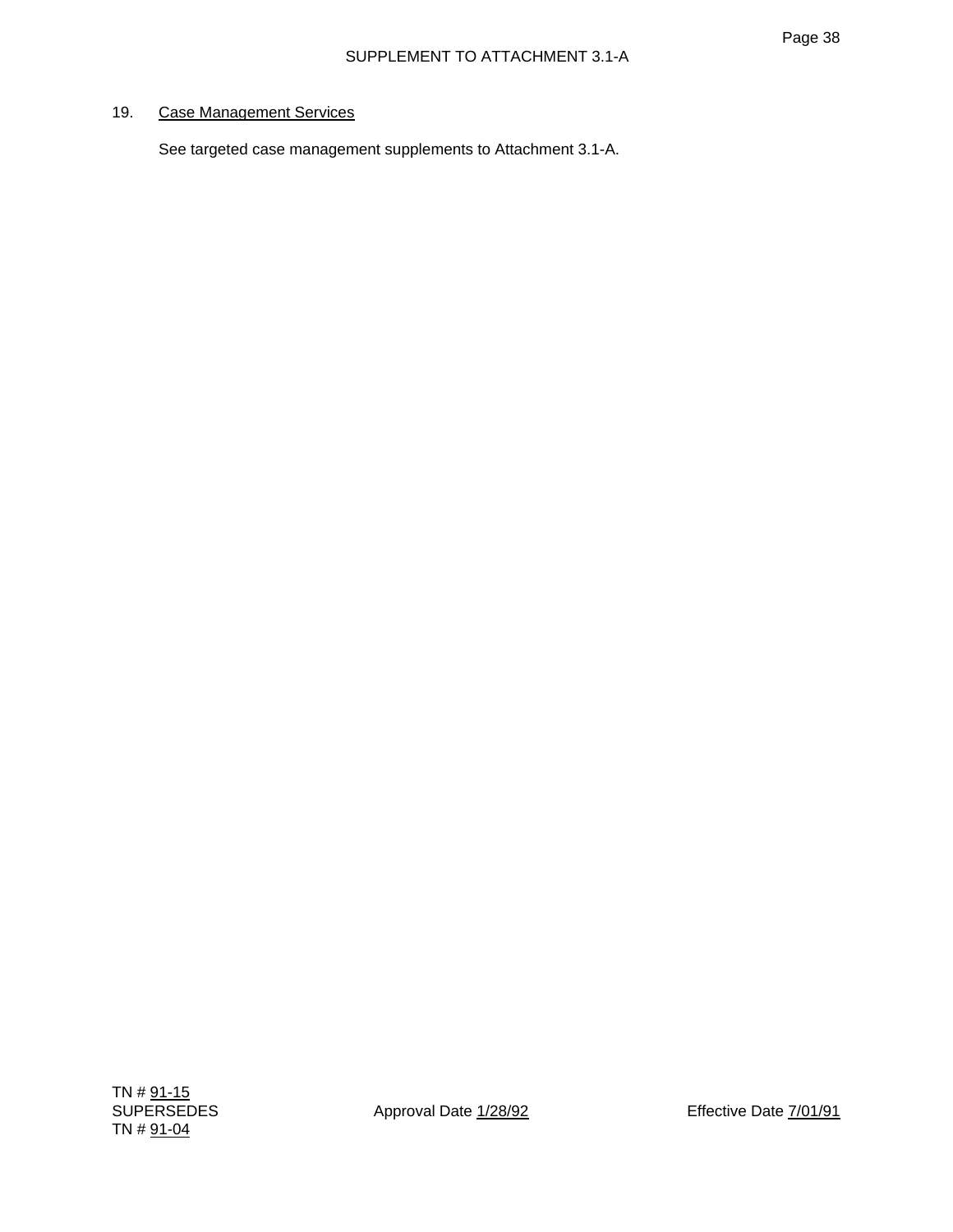SUPPLEMENT TO ATTACHMENT 3.1-A

19. Case Management Services

See targeted case management supplements to Attachment 3.1-A.

TN # 91-15
SUPERSEDES
TN # 91-04

Approval Date 1/28/92

Effective Date 7/01/91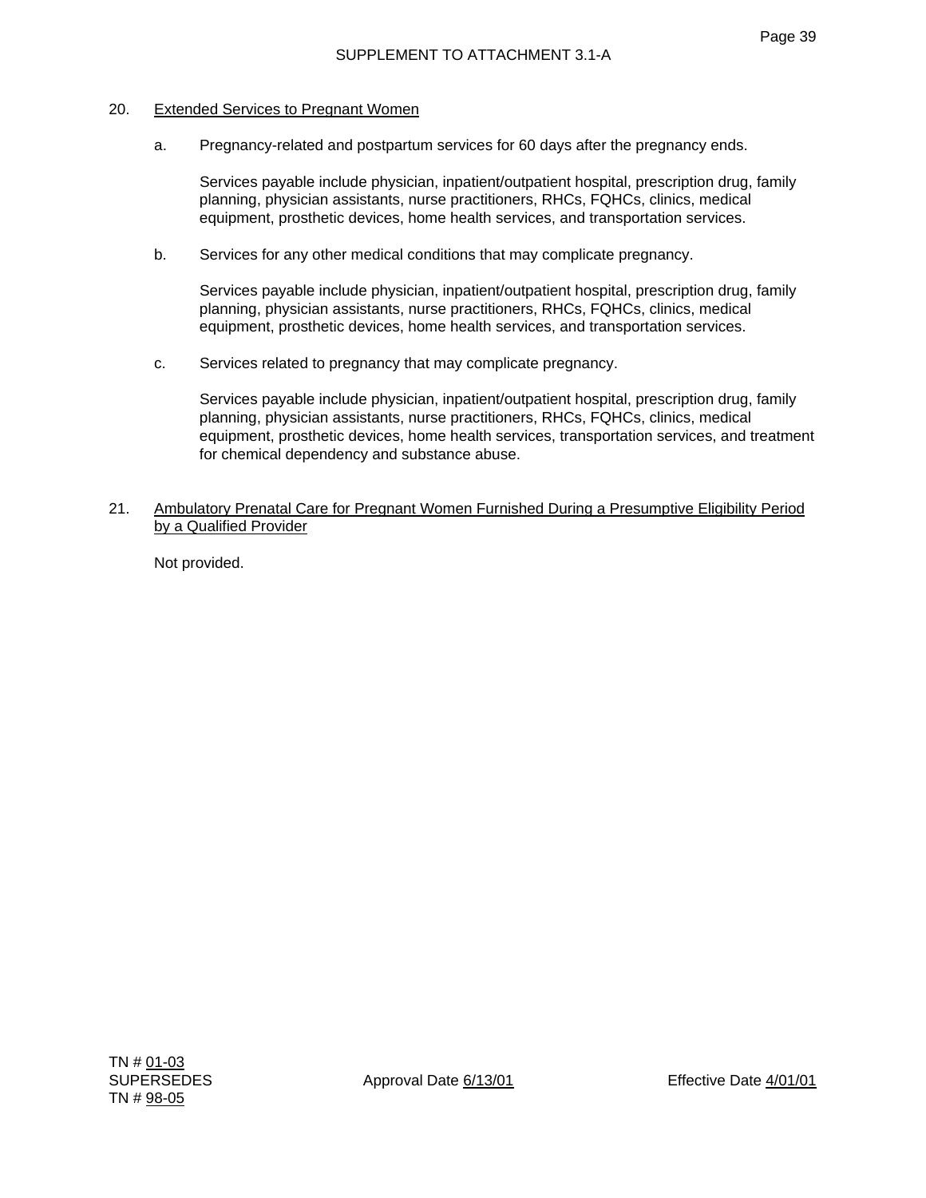SUPPLEMENT TO ATTACHMENT 3.1-A

20. Extended Services to Pregnant Women

   a. Pregnancy-related and postpartum services for 60 days after the pregnancy ends.

      Services payable include physician, inpatient/outpatient hospital, prescription drug, family planning, physician assistants, nurse practitioners, RHCs, FQHCs, clinics, medical equipment, prosthetic devices, home health services, and transportation services.

   b. Services for any other medical conditions that may complicate pregnancy.

      Services payable include physician, inpatient/outpatient hospital, prescription drug, family planning, physician assistants, nurse practitioners, RHCs, FQHCs, clinics, medical equipment, prosthetic devices, home health services, and transportation services.

   c. Services related to pregnancy that may complicate pregnancy.

      Services payable include physician, inpatient/outpatient hospital, prescription drug, family planning, physician assistants, nurse practitioners, RHCs, FQHCs, clinics, medical equipment, prosthetic devices, home health services, transportation services, and treatment for chemical dependency and substance abuse.

21. Ambulatory Prenatal Care for Pregnant Women Furnished During a Presumptive Eligibility Period by a Qualified Provider

   Not provided.

TN # 01-03
SUPERSEDES
TN # 98-05

Approval Date 6/13/01

Effective Date 4/01/01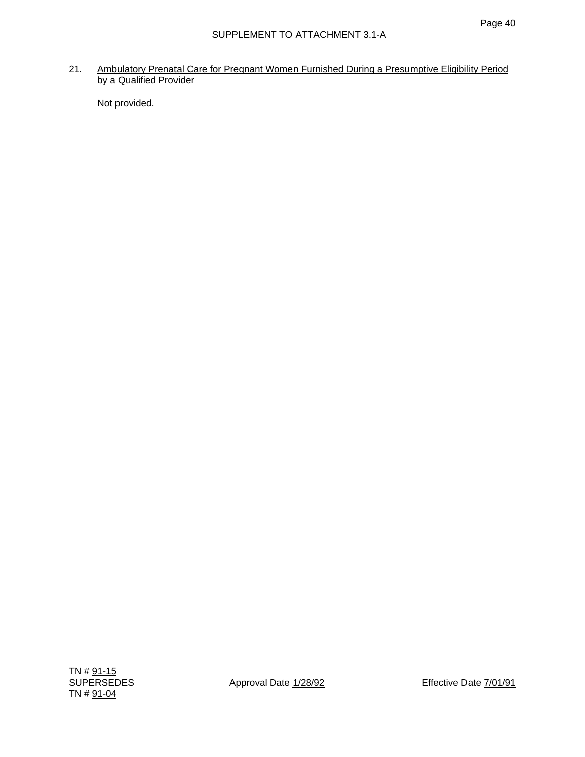SUPPLEMENT TO ATTACHMENT 3.1-A

21. Ambulatory Prenatal Care for Pregnant Women Furnished During a Presumptive Eligibility Period by a Qualified Provider

    Not provided.

TN # 91-15
SUPERSEDES
TN # 91-04

Approval Date 1/28/92

Effective Date 7/01/91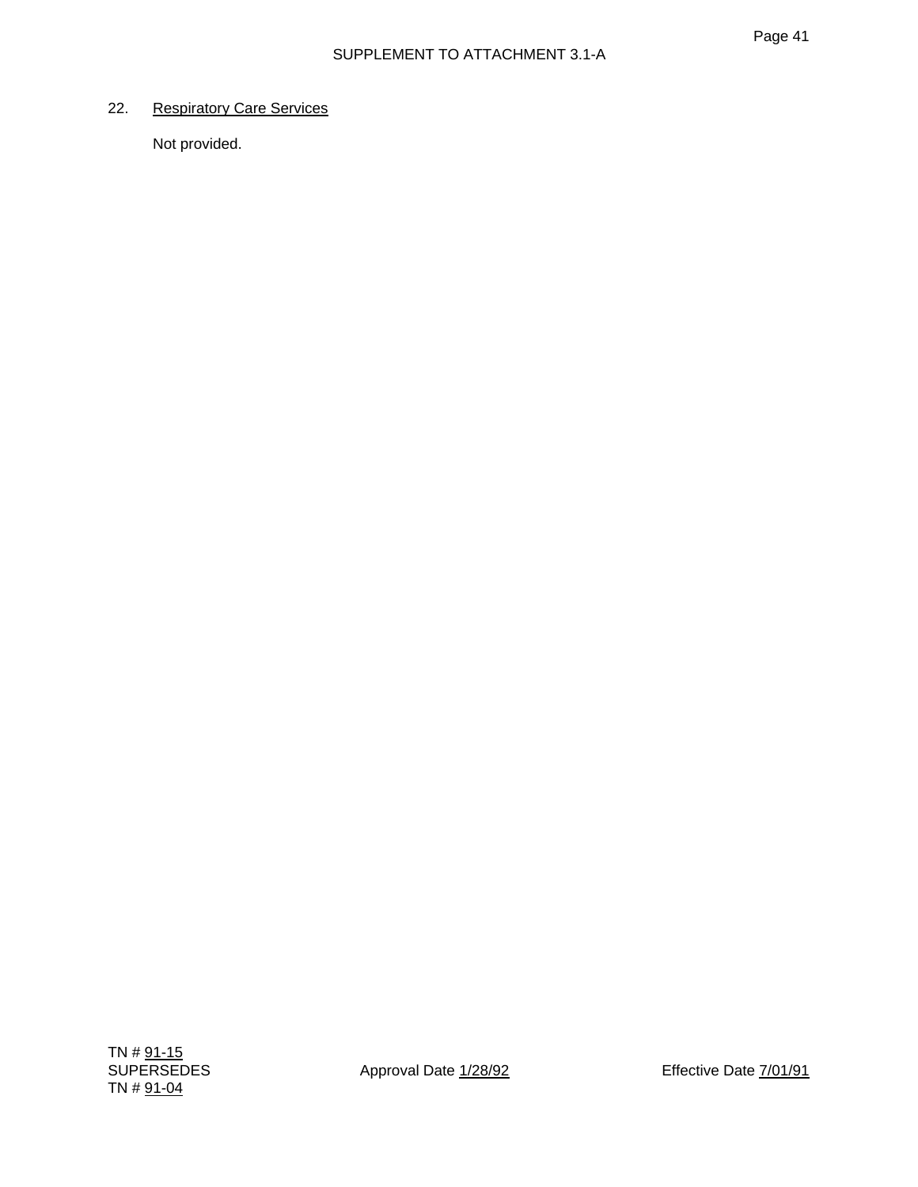## 22. Respiratory Care Services

Not provided.

TN # 91-15
SUPERSEDES
TN # 91-04

Approval Date 1/28/92

Effective Date 7/01/91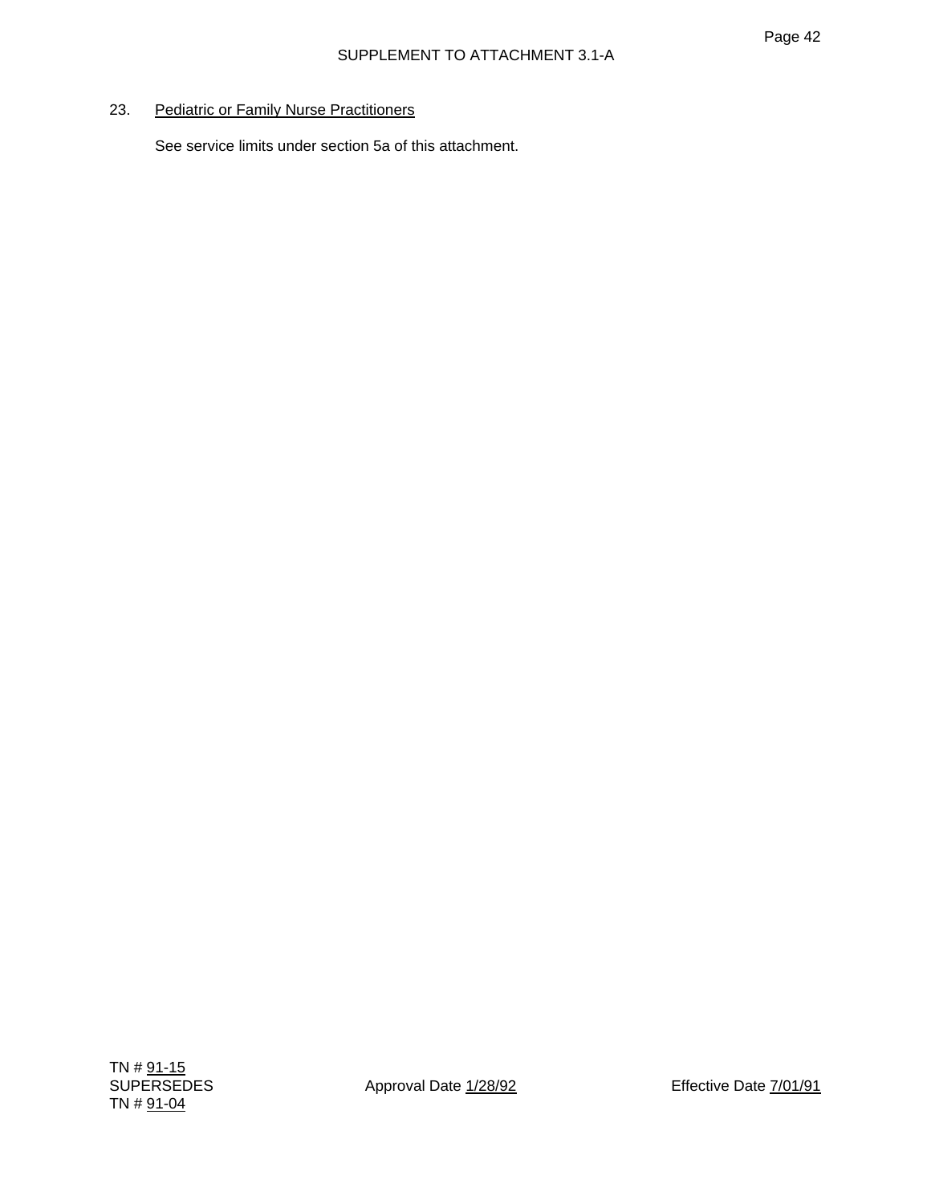SUPPLEMENT TO ATTACHMENT 3.1-A

23. Pediatric or Family Nurse Practitioners

See service limits under section 5a of this attachment.

TN # 91-15
SUPERSEDES
TN # 91-04

Approval Date 1/28/92

Effective Date 7/01/91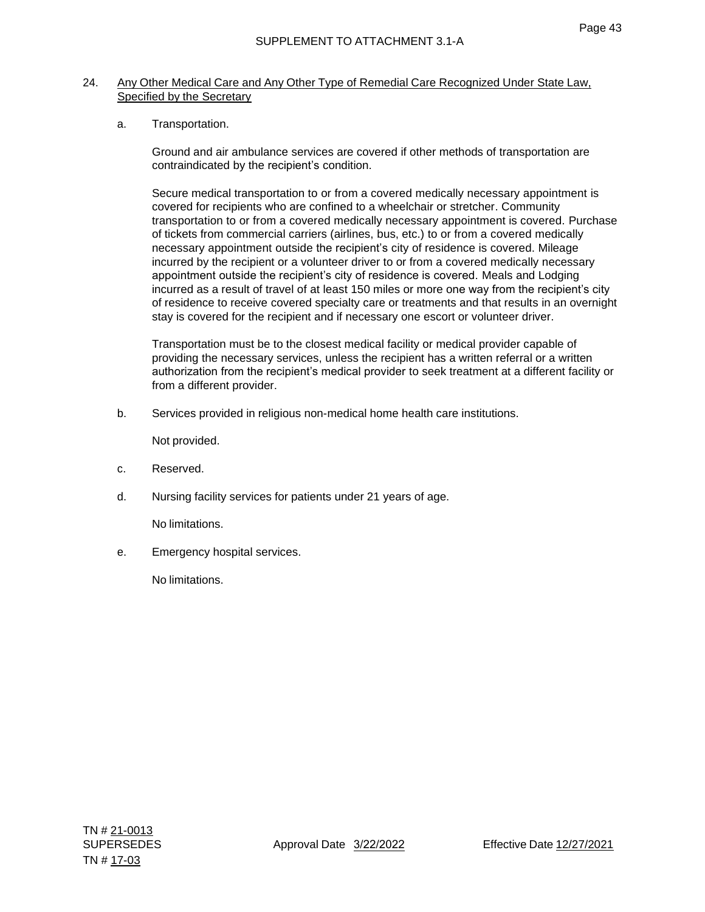24. Any Other Medical Care and Any Other Type of Remedial Care Recognized Under State Law, Specified by the Secretary

    a. Transportation.

       Ground and air ambulance services are covered if other methods of transportation are contraindicated by the recipient's condition.

       Secure medical transportation to or from a covered medically necessary appointment is covered for recipients who are confined to a wheelchair or stretcher. Community transportation to or from a covered medically necessary appointment is covered. Purchase of tickets from commercial carriers (airlines, bus, etc.) to or from a covered medically necessary appointment outside the recipient's city of residence is covered. Mileage incurred by the recipient or a volunteer driver to or from a covered medically necessary appointment outside the recipient's city of residence is covered. Meals and Lodging incurred as a result of travel of at least 150 miles or more one way from the recipient's city of residence to receive covered specialty care or treatments and that results in an overnight stay is covered for the recipient and if necessary one escort or volunteer driver.

       Transportation must be to the closest medical facility or medical provider capable of providing the necessary services, unless the recipient has a written referral or a written authorization from the recipient's medical provider to seek treatment at a different facility or from a different provider.

    b. Services provided in religious non-medical home health care institutions.

       Not provided.

    c. Reserved.

    d. Nursing facility services for patients under 21 years of age.

       No limitations.

    e. Emergency hospital services.

       No limitations.

TN # 21-0013
SUPERSEDES
TN # 17-03

Approval Date 3/22/2022

Effective Date 12/27/2021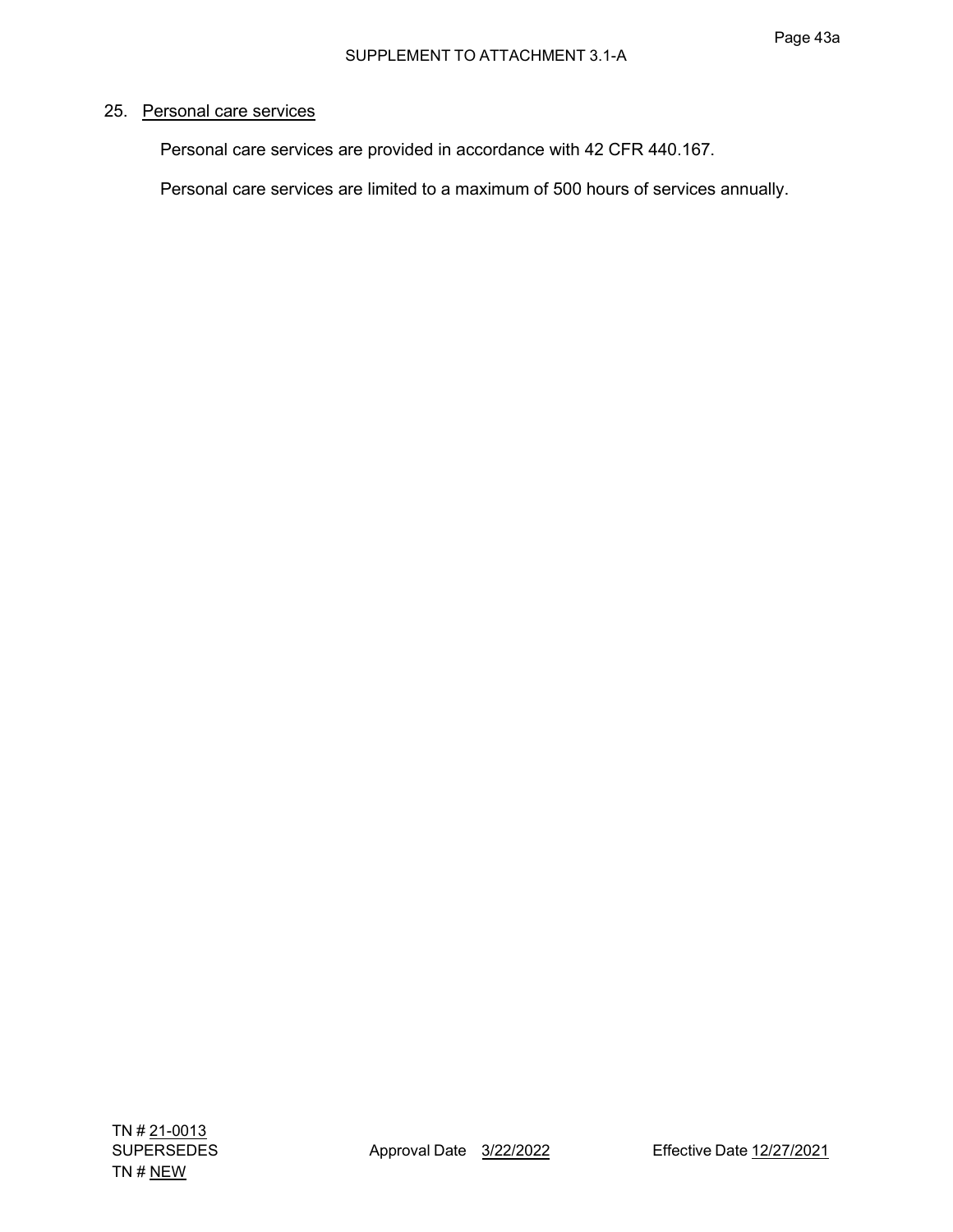25. Personal care services

Personal care services are provided in accordance with 42 CFR 440.167.

Personal care services are limited to a maximum of 500 hours of services annually.

TN # 21-0013
SUPERSEDES
TN # NEW

Approval Date 3/22/2022

Effective Date 12/27/2021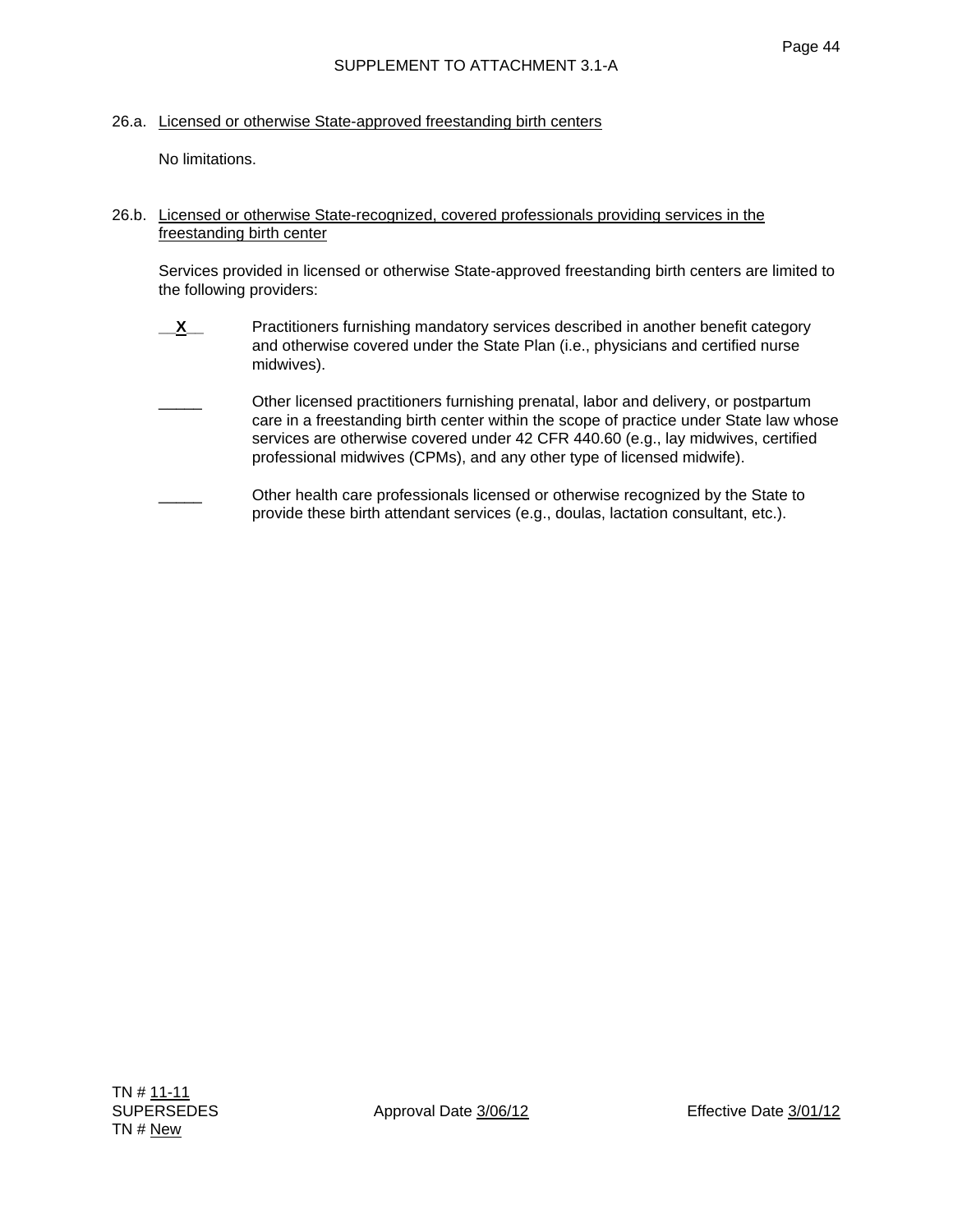SUPPLEMENT TO ATTACHMENT 3.1-A

26.a. <u>Licensed or otherwise State-approved freestanding birth centers</u>

No limitations.

26.b. <u>Licensed or otherwise State-recognized, covered professionals providing services in the freestanding birth center</u>

Services provided in licensed or otherwise State-approved freestanding birth centers are limited to the following providers:

__**X**__ Practitioners furnishing mandatory services described in another benefit category and otherwise covered under the State Plan (i.e., physicians and certified nurse midwives).

_____ Other licensed practitioners furnishing prenatal, labor and delivery, or postpartum care in a freestanding birth center within the scope of practice under State law whose services are otherwise covered under 42 CFR 440.60 (e.g., lay midwives, certified professional midwives (CPMs), and any other type of licensed midwife).

_____ Other health care professionals licensed or otherwise recognized by the State to provide these birth attendant services (e.g., doulas, lactation consultant, etc.).

TN # 11-11
SUPERSEDES
TN # New

Approval Date 3/06/12

Effective Date 3/01/12